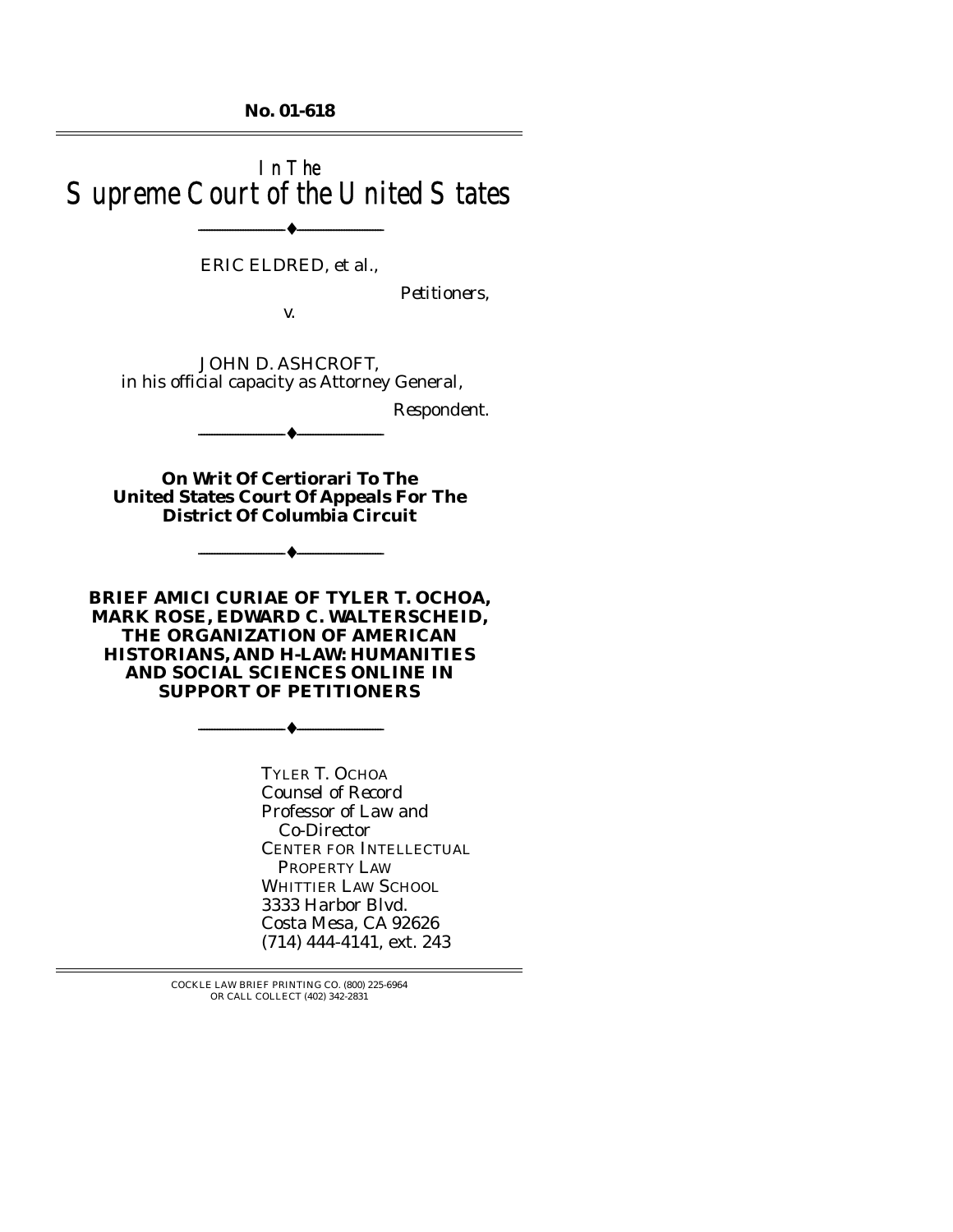**No. 01-618**

---

# In The
# Supreme Court of the United States

---

ERIC ELDRED, *et al.*,

*Petitioners,*

v.

JOHN D. ASHCROFT,
*in his official capacity as Attorney General,*

*Respondent.*

---

**On Writ Of Certiorari To The United States Court Of Appeals For The District Of Columbia Circuit**

---

**BRIEF AMICI CURIAE OF TYLER T. OCHOA, MARK ROSE, EDWARD C. WALTERSCHEID, THE ORGANIZATION OF AMERICAN HISTORIANS, AND H-LAW: HUMANITIES AND SOCIAL SCIENCES ONLINE IN SUPPORT OF PETITIONERS**

---

TYLER T. OCHOA
*Counsel of Record*
Professor of Law and
Co-Director
CENTER FOR INTELLECTUAL PROPERTY LAW
WHITTIER LAW SCHOOL
3333 Harbor Blvd.
Costa Mesa, CA 92626
(714) 444-4141, ext. 243

---

COCKLE LAW BRIEF PRINTING CO. (800) 225-6964
OR CALL COLLECT (402) 342-2831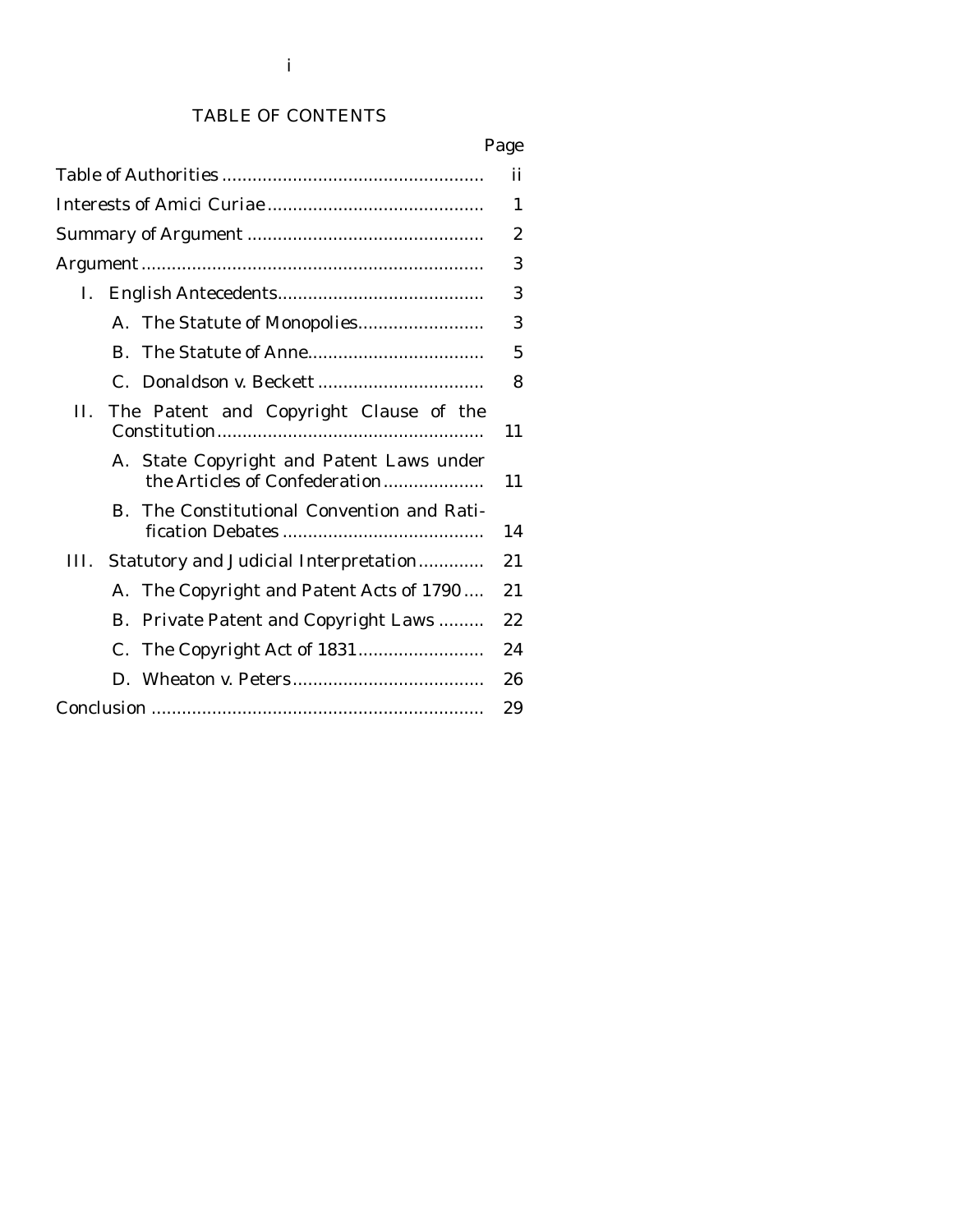# TABLE OF CONTENTS

| | Page |
|---|---|
| Table of Authorities | ii |
| Interests of Amici Curiae | 1 |
| Summary of Argument | 2 |
| Argument | 3 |
| I. English Antecedents | 3 |
| A. The Statute of Monopolies | 3 |
| B. The Statute of Anne | 5 |
| C. Donaldson v. Beckett | 8 |
| II. The Patent and Copyright Clause of the Constitution | 11 |
| A. State Copyright and Patent Laws under the Articles of Confederation | 11 |
| B. The Constitutional Convention and Ratification Debates | 14 |
| III. Statutory and Judicial Interpretation | 21 |
| A. The Copyright and Patent Acts of 1790 | 21 |
| B. Private Patent and Copyright Laws | 22 |
| C. The Copyright Act of 1831 | 24 |
| D. Wheaton v. Peters | 26 |
| Conclusion | 29 |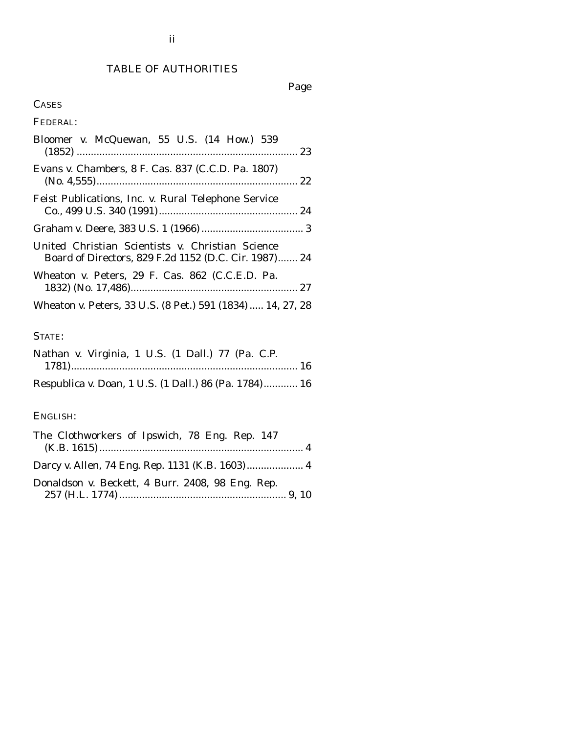# TABLE OF AUTHORITIES

Page

CASES

FEDERAL:

Bloomer v. McQuewan, 55 U.S. (14 How.) 539 (1852) .............................................................................. 23

Evans v. Chambers, 8 F. Cas. 837 (C.C.D. Pa. 1807) (No. 4,555)....................................................................... 22

Feist Publications, Inc. v. Rural Telephone Service Co., 499 U.S. 340 (1991)................................................. 24

Graham v. Deere, 383 U.S. 1 (1966).................................... 3

United Christian Scientists v. Christian Science Board of Directors, 829 F.2d 1152 (D.C. Cir. 1987)....... 24

Wheaton v. Peters, 29 F. Cas. 862 (C.C.E.D. Pa. 1832) (No. 17,486)........................................................... 27

Wheaton v. Peters, 33 U.S. (8 Pet.) 591 (1834)..... 14, 27, 28

STATE:

Nathan v. Virginia, 1 U.S. (1 Dall.) 77 (Pa. C.P. 1781)................................................................................ 16

Respublica v. Doan, 1 U.S. (1 Dall.) 86 (Pa. 1784)............ 16

ENGLISH:

The Clothworkers of Ipswich, 78 Eng. Rep. 147 (K.B. 1615)........................................................................ 4

Darcy v. Allen, 74 Eng. Rep. 1131 (K.B. 1603).................... 4

Donaldson v. Beckett, 4 Burr. 2408, 98 Eng. Rep. 257 (H.L. 1774)........................................................... 9, 10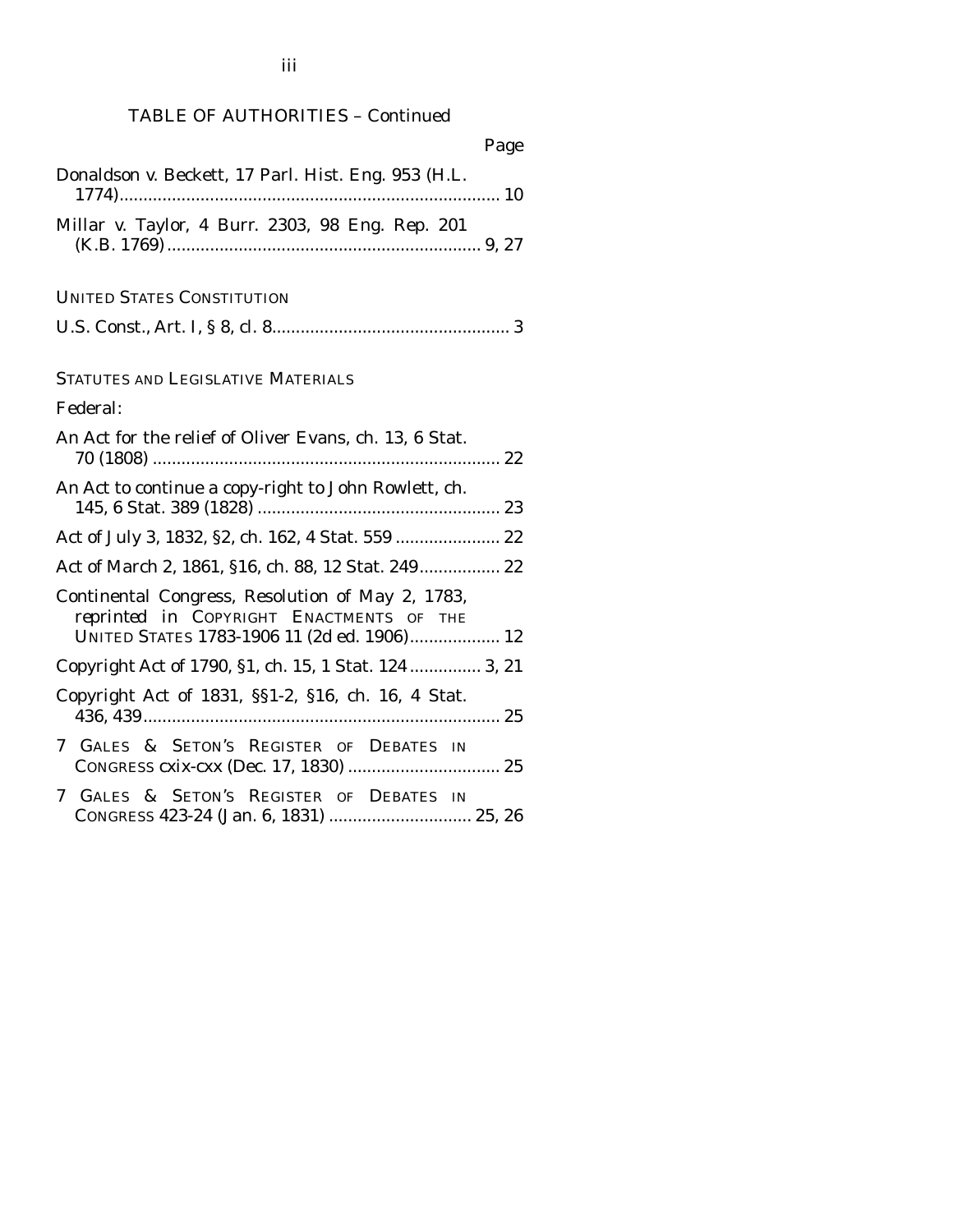TABLE OF AUTHORITIES – Continued

Page

*Donaldson v. Beckett*, 17 Parl. Hist. Eng. 953 (H.L. 1774) ........................................................................ 10

*Millar v. Taylor*, 4 Burr. 2303, 98 Eng. Rep. 201 (K.B. 1769) ........................................................................ 9, 27

UNITED STATES CONSTITUTION

U.S. Const., Art. I, § 8, cl. 8 ........................................................ 3

STATUTES AND LEGISLATIVE MATERIALS

Federal:

An Act for the relief of Oliver Evans, ch. 13, 6 Stat. 70 (1808) ........................................................................ 22

An Act to continue a copy-right to John Rowlett, ch. 145, 6 Stat. 389 (1828) ........................................................ 23

Act of July 3, 1832, §2, ch. 162, 4 Stat. 559 ...................... 22

Act of March 2, 1861, §16, ch. 88, 12 Stat. 249................. 22

Continental Congress, Resolution of May 2, 1783, *reprinted in* COPYRIGHT ENACTMENTS OF THE UNITED STATES 1783-1906 11 (2d ed. 1906)................... 12

Copyright Act of 1790, §1, ch. 15, 1 Stat. 124 ............... 3, 21

Copyright Act of 1831, §§1-2, §16, ch. 16, 4 Stat. 436, 439........................................................................ 25

7 GALES & SETON'S REGISTER OF DEBATES IN CONGRESS cxix-cxx (Dec. 17, 1830) ................................ 25

7 GALES & SETON'S REGISTER OF DEBATES IN CONGRESS 423-24 (Jan. 6, 1831) .............................. 25, 26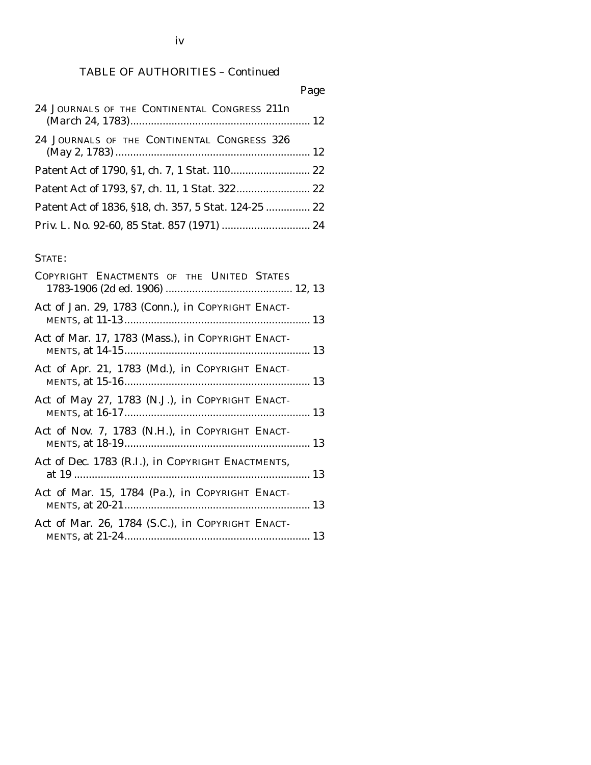## TABLE OF AUTHORITIES – Continued

Page

24 JOURNALS OF THE CONTINENTAL CONGRESS 211n (March 24, 1783) ..... 12

24 JOURNALS OF THE CONTINENTAL CONGRESS 326 (May 2, 1783) ..... 12

Patent Act of 1790, §1, ch. 7, 1 Stat. 110 ..... 22

Patent Act of 1793, §7, ch. 11, 1 Stat. 322 ..... 22

Patent Act of 1836, §18, ch. 357, 5 Stat. 124-25 ..... 22

Priv. L. No. 92-60, 85 Stat. 857 (1971) ..... 24

STATE:

COPYRIGHT ENACTMENTS OF THE UNITED STATES 1783-1906 (2d ed. 1906) ..... 12, 13

Act of Jan. 29, 1783 (Conn.), in COPYRIGHT ENACTMENTS, at 11-13 ..... 13

Act of Mar. 17, 1783 (Mass.), in COPYRIGHT ENACTMENTS, at 14-15 ..... 13

Act of Apr. 21, 1783 (Md.), in COPYRIGHT ENACTMENTS, at 15-16 ..... 13

Act of May 27, 1783 (N.J.), in COPYRIGHT ENACTMENTS, at 16-17 ..... 13

Act of Nov. 7, 1783 (N.H.), in COPYRIGHT ENACTMENTS, at 18-19 ..... 13

Act of Dec. 1783 (R.I.), in COPYRIGHT ENACTMENTS, at 19 ..... 13

Act of Mar. 15, 1784 (Pa.), in COPYRIGHT ENACTMENTS, at 20-21 ..... 13

Act of Mar. 26, 1784 (S.C.), in COPYRIGHT ENACTMENTS, at 21-24 ..... 13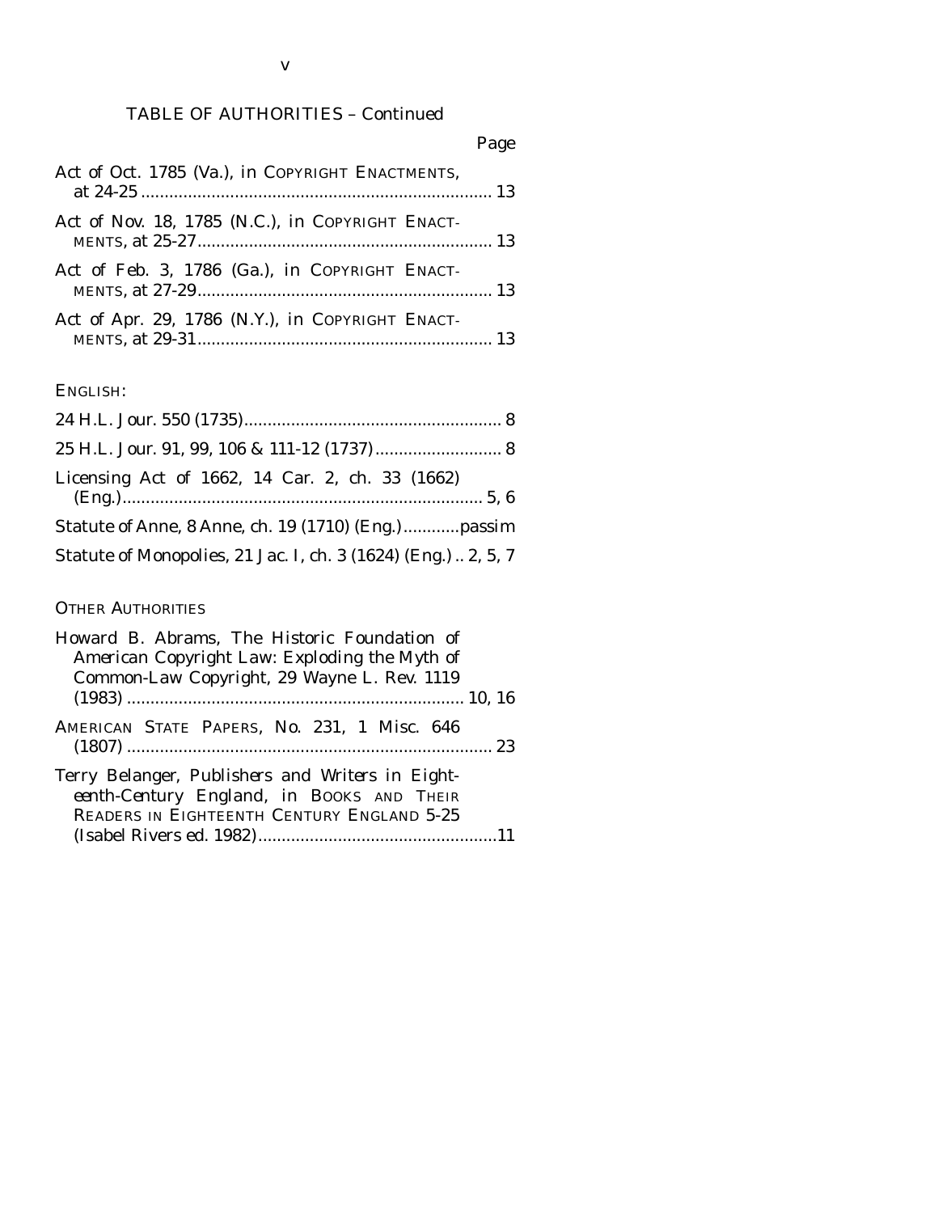TABLE OF AUTHORITIES – Continued

Page

Act of Oct. 1785 (Va.), in COPYRIGHT ENACTMENTS, at 24-25 .......................................................................... 13

Act of Nov. 18, 1785 (N.C.), in COPYRIGHT ENACTMENTS, at 25-27.............................................................. 13

Act of Feb. 3, 1786 (Ga.), in COPYRIGHT ENACTMENTS, at 27-29.............................................................. 13

Act of Apr. 29, 1786 (N.Y.), in COPYRIGHT ENACTMENTS, at 29-31.............................................................. 13

ENGLISH:

24 H.L. Jour. 550 (1735)....................................................... 8

25 H.L. Jour. 91, 99, 106 & 111-12 (1737)........................... 8

Licensing Act of 1662, 14 Car. 2, ch. 33 (1662) (Eng.)............................................................................ 5, 6

Statute of Anne, 8 Anne, ch. 19 (1710) (Eng.)............passim

Statute of Monopolies, 21 Jac. I, ch. 3 (1624) (Eng.) .. 2, 5, 7

OTHER AUTHORITIES

Howard B. Abrams, *The Historic Foundation of American Copyright Law: Exploding the Myth of Common-Law Copyright*, 29 Wayne L. Rev. 1119 (1983) ....................................................................... 10, 16

AMERICAN STATE PAPERS, No. 231, 1 Misc. 646 (1807) ............................................................................. 23

Terry Belanger, *Publishers and Writers in Eighteenth-Century England*, in BOOKS AND THEIR READERS IN EIGHTEENTH CENTURY ENGLAND 5-25 (Isabel Rivers ed. 1982)..................................................11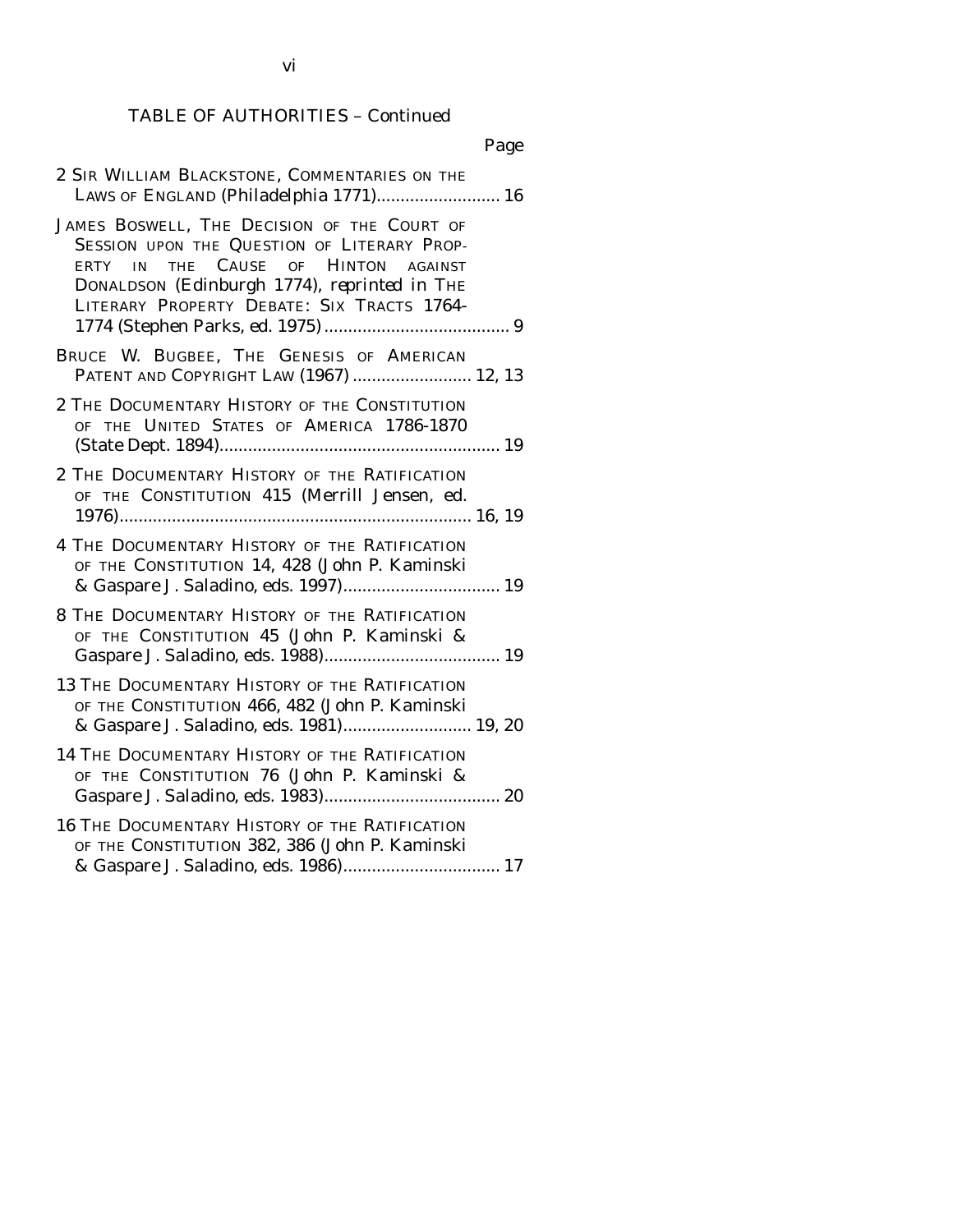## TABLE OF AUTHORITIES – Continued

Page

2 SIR WILLIAM BLACKSTONE, COMMENTARIES ON THE LAWS OF ENGLAND (Philadelphia 1771).......................... 16

JAMES BOSWELL, THE DECISION OF THE COURT OF SESSION UPON THE QUESTION OF LITERARY PROPERTY IN THE CAUSE OF HINTON AGAINST DONALDSON (Edinburgh 1774), *reprinted in* THE LITERARY PROPERTY DEBATE: SIX TRACTS 1764-1774 (Stephen Parks, ed. 1975)....................................... 9

BRUCE W. BUGBEE, THE GENESIS OF AMERICAN PATENT AND COPYRIGHT LAW (1967) ......................... 12, 13

2 THE DOCUMENTARY HISTORY OF THE CONSTITUTION OF THE UNITED STATES OF AMERICA 1786-1870 (State Dept. 1894)........................................................... 19

2 THE DOCUMENTARY HISTORY OF THE RATIFICATION OF THE CONSTITUTION 415 (Merrill Jensen, ed. 1976)........................................................................... 16, 19

4 THE DOCUMENTARY HISTORY OF THE RATIFICATION OF THE CONSTITUTION 14, 428 (John P. Kaminski & Gaspare J. Saladino, eds. 1997)................................. 19

8 THE DOCUMENTARY HISTORY OF THE RATIFICATION OF THE CONSTITUTION 45 (John P. Kaminski & Gaspare J. Saladino, eds. 1988)..................................... 19

13 THE DOCUMENTARY HISTORY OF THE RATIFICATION OF THE CONSTITUTION 466, 482 (John P. Kaminski & Gaspare J. Saladino, eds. 1981)........................... 19, 20

14 THE DOCUMENTARY HISTORY OF THE RATIFICATION OF THE CONSTITUTION 76 (John P. Kaminski & Gaspare J. Saladino, eds. 1983)..................................... 20

16 THE DOCUMENTARY HISTORY OF THE RATIFICATION OF THE CONSTITUTION 382, 386 (John P. Kaminski & Gaspare J. Saladino, eds. 1986)................................. 17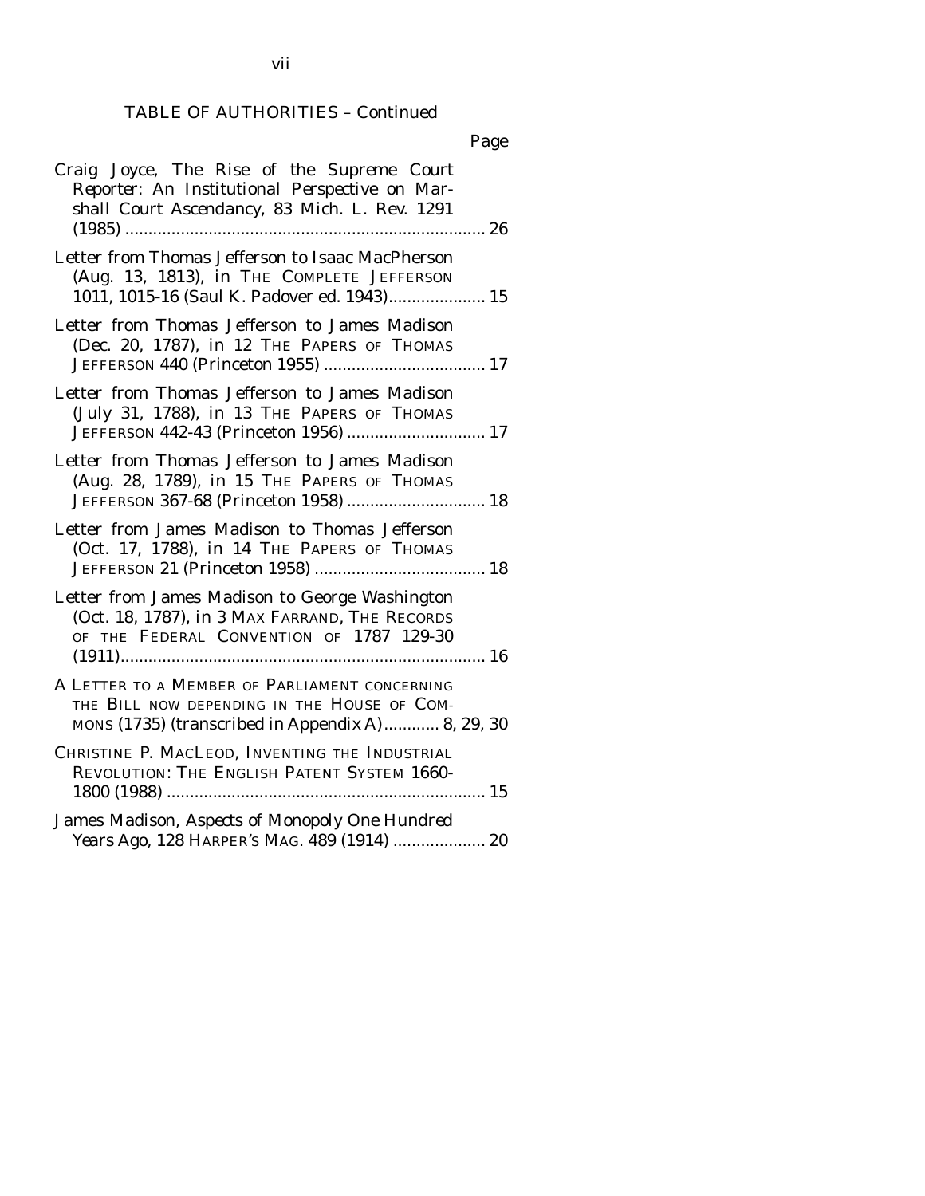TABLE OF AUTHORITIES – Continued

Page

Craig Joyce, *The Rise of the Supreme Court Reporter: An Institutional Perspective on Marshall Court Ascendancy*, 83 Mich. L. Rev. 1291 (1985) ............................................................................. 26

Letter from Thomas Jefferson to Isaac MacPherson (Aug. 13, 1813), *in* THE COMPLETE JEFFERSON 1011, 1015-16 (Saul K. Padover ed. 1943)..................... 15

Letter from Thomas Jefferson to James Madison (Dec. 20, 1787), *in* 12 THE PAPERS OF THOMAS JEFFERSON 440 (Princeton 1955) ................................... 17

Letter from Thomas Jefferson to James Madison (July 31, 1788), *in* 13 THE PAPERS OF THOMAS JEFFERSON 442-43 (Princeton 1956) .............................. 17

Letter from Thomas Jefferson to James Madison (Aug. 28, 1789), *in* 15 THE PAPERS OF THOMAS JEFFERSON 367-68 (Princeton 1958) .............................. 18

Letter from James Madison to Thomas Jefferson (Oct. 17, 1788), *in* 14 THE PAPERS OF THOMAS JEFFERSON 21 (Princeton 1958) ..................................... 18

Letter from James Madison to George Washington (Oct. 18, 1787), *in* 3 MAX FARRAND, THE RECORDS OF THE FEDERAL CONVENTION OF 1787 129-30 (1911).............................................................................. 16

A LETTER TO A MEMBER OF PARLIAMENT CONCERNING THE BILL NOW DEPENDING IN THE HOUSE OF COMMONS (1735) (transcribed in Appendix A)............ 8, 29, 30

CHRISTINE P. MACLEOD, INVENTING THE INDUSTRIAL REVOLUTION: THE ENGLISH PATENT SYSTEM 1660-1800 (1988) ..................................................................... 15

James Madison, *Aspects of Monopoly One Hundred Years Ago*, 128 HARPER'S MAG. 489 (1914) .................... 20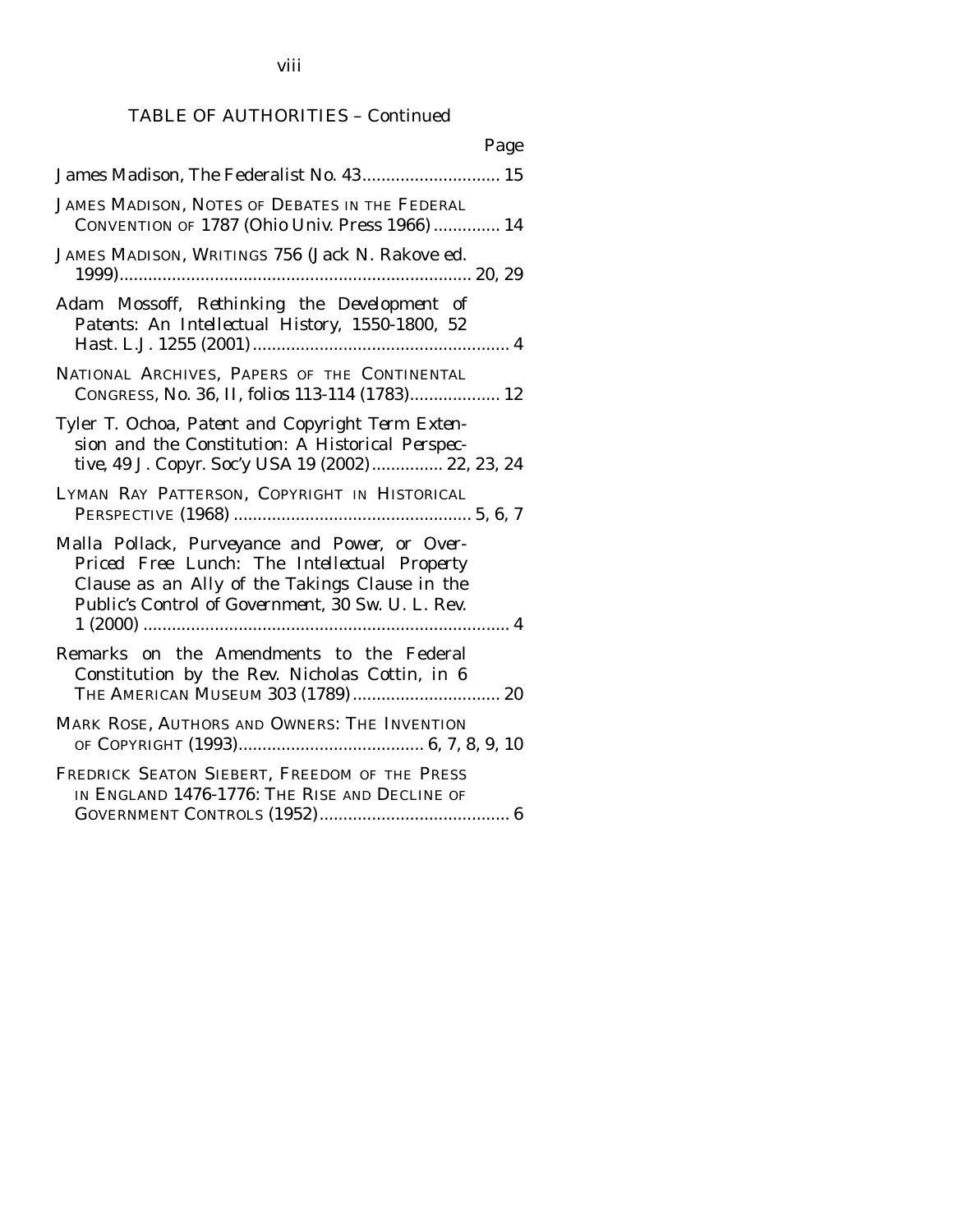TABLE OF AUTHORITIES – Continued

| | Page |
|---|---|
| James Madison, The Federalist No. 43 | 15 |
| JAMES MADISON, NOTES OF DEBATES IN THE FEDERAL CONVENTION OF 1787 (Ohio Univ. Press 1966) | 14 |
| JAMES MADISON, WRITINGS 756 (Jack N. Rakove ed. 1999) | 20, 29 |
| Adam Mossoff, *Rethinking the Development of Patents: An Intellectual History, 1550-1800*, 52 Hast. L.J. 1255 (2001) | 4 |
| NATIONAL ARCHIVES, PAPERS OF THE CONTINENTAL CONGRESS, No. 36, II, folios 113-114 (1783) | 12 |
| Tyler T. Ochoa, *Patent and Copyright Term Extension and the Constitution: A Historical Perspective*, 49 J. Copyr. Soc'y USA 19 (2002) | 22, 23, 24 |
| LYMAN RAY PATTERSON, COPYRIGHT IN HISTORICAL PERSPECTIVE (1968) | 5, 6, 7 |
| Malla Pollack, *Purveyance and Power, or Over-Priced Free Lunch: The Intellectual Property Clause as an Ally of the Takings Clause in the Public's Control of Government*, 30 Sw. U. L. Rev. 1 (2000) | 4 |
| Remarks on the Amendments to the Federal Constitution by the Rev. Nicholas Cottin, in 6 THE AMERICAN MUSEUM 303 (1789) | 20 |
| MARK ROSE, AUTHORS AND OWNERS: THE INVENTION OF COPYRIGHT (1993) | 6, 7, 8, 9, 10 |
| FREDRICK SEATON SIEBERT, FREEDOM OF THE PRESS IN ENGLAND 1476-1776: THE RISE AND DECLINE OF GOVERNMENT CONTROLS (1952) | 6 |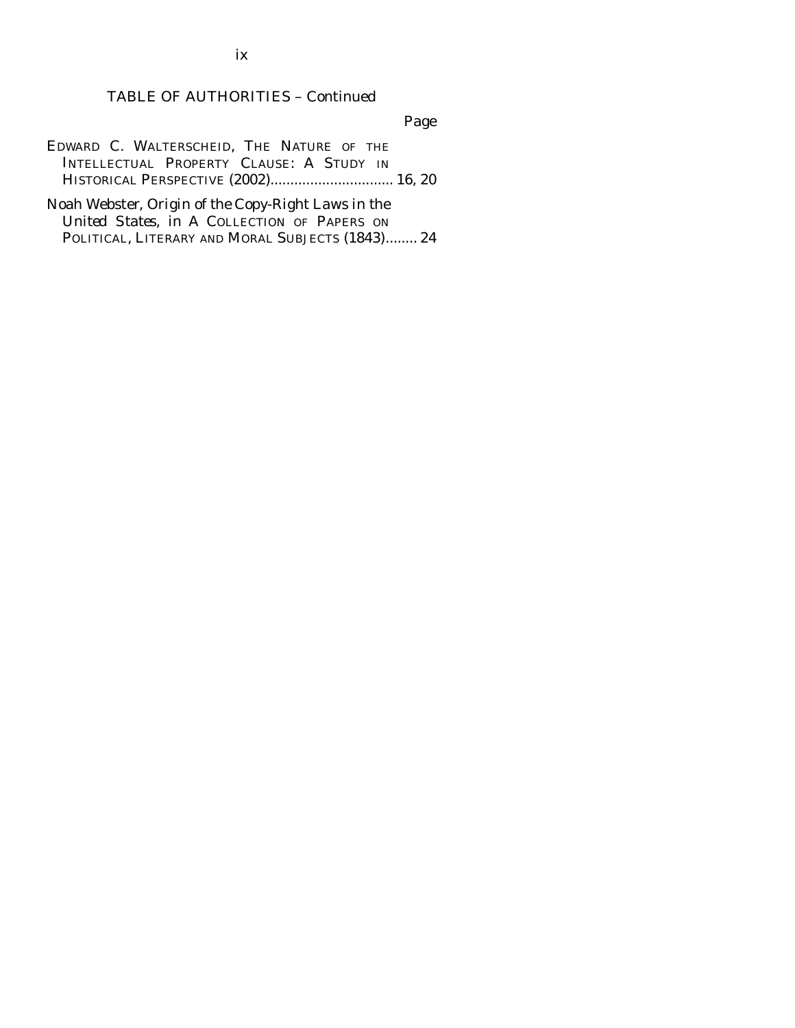TABLE OF AUTHORITIES – Continued

Page

EDWARD C. WALTERSCHEID, THE NATURE OF THE INTELLECTUAL PROPERTY CLAUSE: A STUDY IN HISTORICAL PERSPECTIVE (2002)............................... 16, 20

Noah Webster, *Origin of the Copy-Right Laws in the United States*, *in* A COLLECTION OF PAPERS ON POLITICAL, LITERARY AND MORAL SUBJECTS (1843)........ 24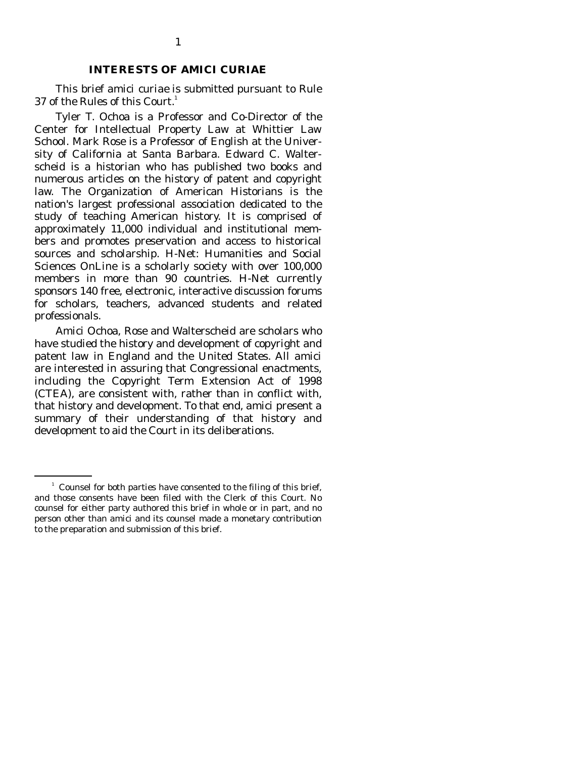## INTERESTS OF AMICI CURIAE

This brief amici curiae is submitted pursuant to Rule 37 of the Rules of this Court.[1]

Tyler T. Ochoa is a Professor and Co-Director of the Center for Intellectual Property Law at Whittier Law School. Mark Rose is a Professor of English at the University of California at Santa Barbara. Edward C. Walterscheid is a historian who has published two books and numerous articles on the history of patent and copyright law. The Organization of American Historians is the nation's largest professional association dedicated to the study of teaching American history. It is comprised of approximately 11,000 individual and institutional members and promotes preservation and access to historical sources and scholarship. H-Net: Humanities and Social Sciences OnLine is a scholarly society with over 100,000 members in more than 90 countries. H-Net currently sponsors 140 free, electronic, interactive discussion forums for scholars, teachers, advanced students and related professionals.

Amici Ochoa, Rose and Walterscheid are scholars who have studied the history and development of copyright and patent law in England and the United States. All amici are interested in assuring that Congressional enactments, including the Copyright Term Extension Act of 1998 (CTEA), are consistent with, rather than in conflict with, that history and development. To that end, amici present a summary of their understanding of that history and development to aid the Court in its deliberations.

---

[1] Counsel for both parties have consented to the filing of this brief, and those consents have been filed with the Clerk of this Court. No counsel for either party authored this brief in whole or in part, and no person other than amici and its counsel made a monetary contribution to the preparation and submission of this brief.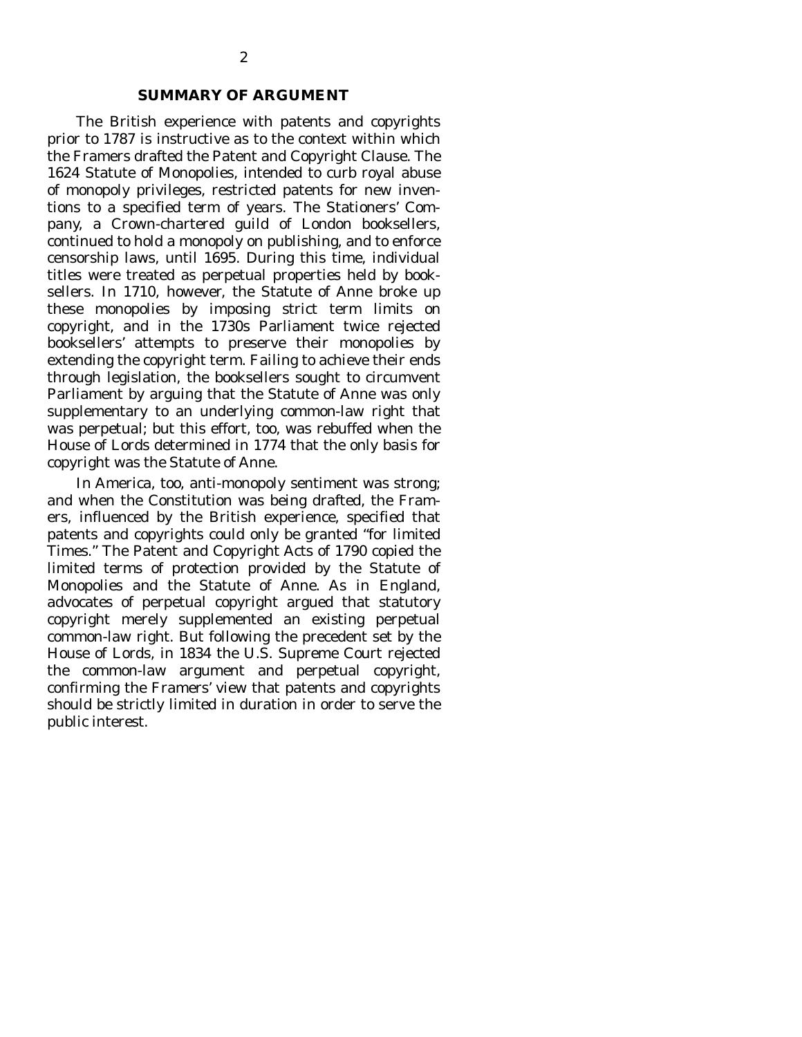## SUMMARY OF ARGUMENT

The British experience with patents and copyrights prior to 1787 is instructive as to the context within which the Framers drafted the Patent and Copyright Clause. The 1624 Statute of Monopolies, intended to curb royal abuse of monopoly privileges, restricted patents for new inventions to a specified term of years. The Stationers' Company, a Crown-chartered guild of London booksellers, continued to hold a monopoly on publishing, and to enforce censorship laws, until 1695. During this time, individual titles were treated as perpetual properties held by booksellers. In 1710, however, the Statute of Anne broke up these monopolies by imposing strict term limits on copyright, and in the 1730s Parliament twice rejected booksellers' attempts to preserve their monopolies by extending the copyright term. Failing to achieve their ends through legislation, the booksellers sought to circumvent Parliament by arguing that the Statute of Anne was only supplementary to an underlying common-law right that was perpetual; but this effort, too, was rebuffed when the House of Lords determined in 1774 that the only basis for copyright was the Statute of Anne.

In America, too, anti-monopoly sentiment was strong; and when the Constitution was being drafted, the Framers, influenced by the British experience, specified that patents and copyrights could only be granted "for limited Times." The Patent and Copyright Acts of 1790 copied the limited terms of protection provided by the Statute of Monopolies and the Statute of Anne. As in England, advocates of perpetual copyright argued that statutory copyright merely supplemented an existing perpetual common-law right. But following the precedent set by the House of Lords, in 1834 the U.S. Supreme Court rejected the common-law argument and perpetual copyright, confirming the Framers' view that patents and copyrights should be strictly limited in duration in order to serve the public interest.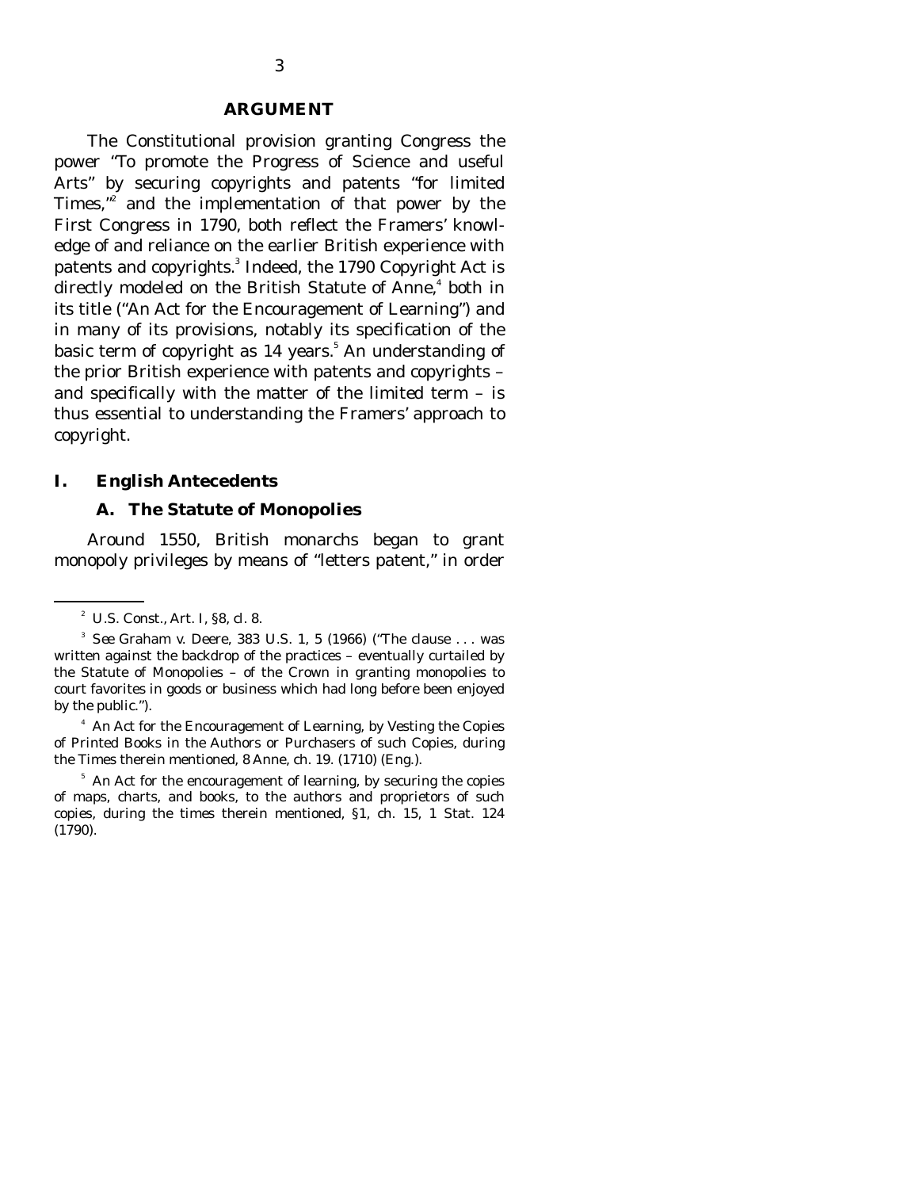## ARGUMENT

The Constitutional provision granting Congress the power "To promote the Progress of Science and useful Arts" by securing copyrights and patents "for limited Times,"[2] and the implementation of that power by the First Congress in 1790, both reflect the Framers' knowledge of and reliance on the earlier British experience with patents and copyrights.[3] Indeed, the 1790 Copyright Act is directly modeled on the British Statute of Anne,[4] both in its title ("An Act for the Encouragement of Learning") and in many of its provisions, notably its specification of the basic term of copyright as 14 years.[5] An understanding of the prior British experience with patents and copyrights – and specifically with the matter of the limited term – is thus essential to understanding the Framers' approach to copyright.

### I. English Antecedents

#### A. The Statute of Monopolies

Around 1550, British monarchs began to grant monopoly privileges by means of "letters patent," in order

---

[2] U.S. Const., Art. I, §8, cl. 8.

[3] *See Graham v. Deere*, 383 U.S. 1, 5 (1966) ("The clause . . . was written against the backdrop of the practices – eventually curtailed by the Statute of Monopolies – of the Crown in granting monopolies to court favorites in goods or business which had long before been enjoyed by the public.").

[4] An Act for the Encouragement of Learning, by Vesting the Copies of Printed Books in the Authors or Purchasers of such Copies, during the Times therein mentioned, 8 Anne, ch. 19. (1710) (Eng.).

[5] An Act for the encouragement of learning, by securing the copies of maps, charts, and books, to the authors and proprietors of such copies, during the times therein mentioned, §1, ch. 15, 1 Stat. 124 (1790).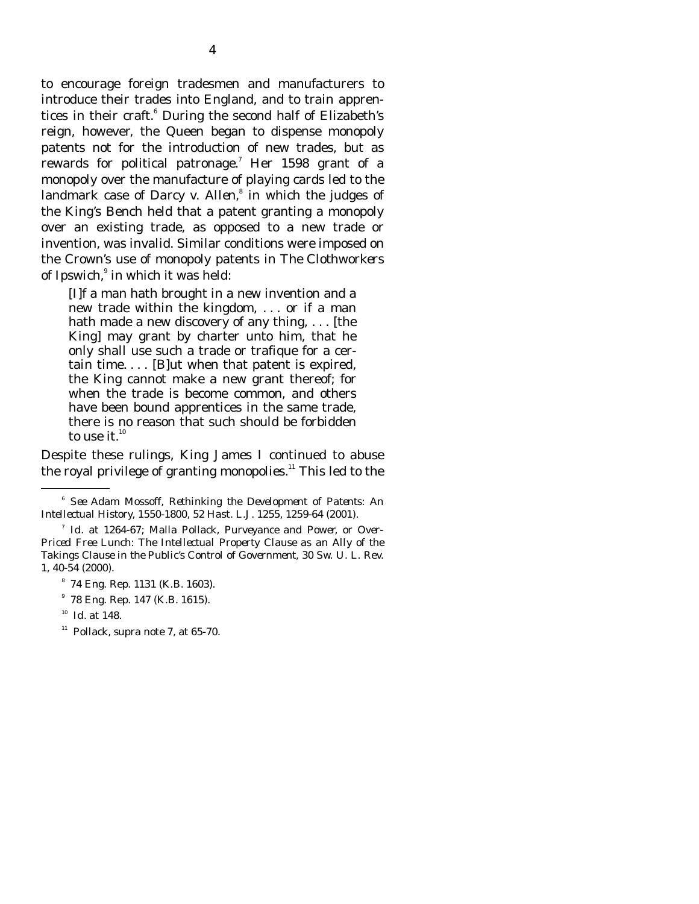to encourage foreign tradesmen and manufacturers to introduce their trades into England, and to train apprentices in their craft.[6] During the second half of Elizabeth's reign, however, the Queen began to dispense monopoly patents not for the introduction of new trades, but as rewards for political patronage.[7] Her 1598 grant of a monopoly over the manufacture of playing cards led to the landmark case of *Darcy v. Allen*,[8] in which the judges of the King's Bench held that a patent granting a monopoly over an existing trade, as opposed to a new trade or invention, was invalid. Similar conditions were imposed on the Crown's use of monopoly patents in *The Clothworkers of Ipswich*,[9] in which it was held:

> [I]f a man hath brought in a new invention and a new trade within the kingdom, . . . or if a man hath made a new discovery of any thing, . . . [the King] may grant by charter unto him, that he only shall use such a trade or trafique for a certain time. . . . [B]ut when that patent is expired, the King cannot make a new grant thereof; for when the trade is become common, and others have been bound apprentices in the same trade, there is no reason that such should be forbidden to use it.[10]

Despite these rulings, King James I continued to abuse the royal privilege of granting monopolies.[11] This led to the

---

[6] *See* Adam Mossoff, *Rethinking the Development of Patents: An Intellectual History, 1550-1800*, 52 Hast. L.J. 1255, 1259-64 (2001).

[7] *Id.* at 1264-67; Malla Pollack, *Purveyance and Power, or Over-Priced Free Lunch: The Intellectual Property Clause as an Ally of the Takings Clause in the Public's Control of Government*, 30 Sw. U. L. Rev. 1, 40-54 (2000).

[8] 74 Eng. Rep. 1131 (K.B. 1603).

[9] 78 Eng. Rep. 147 (K.B. 1615).

[10] *Id.* at 148.

[11] Pollack, *supra* note 7, at 65-70.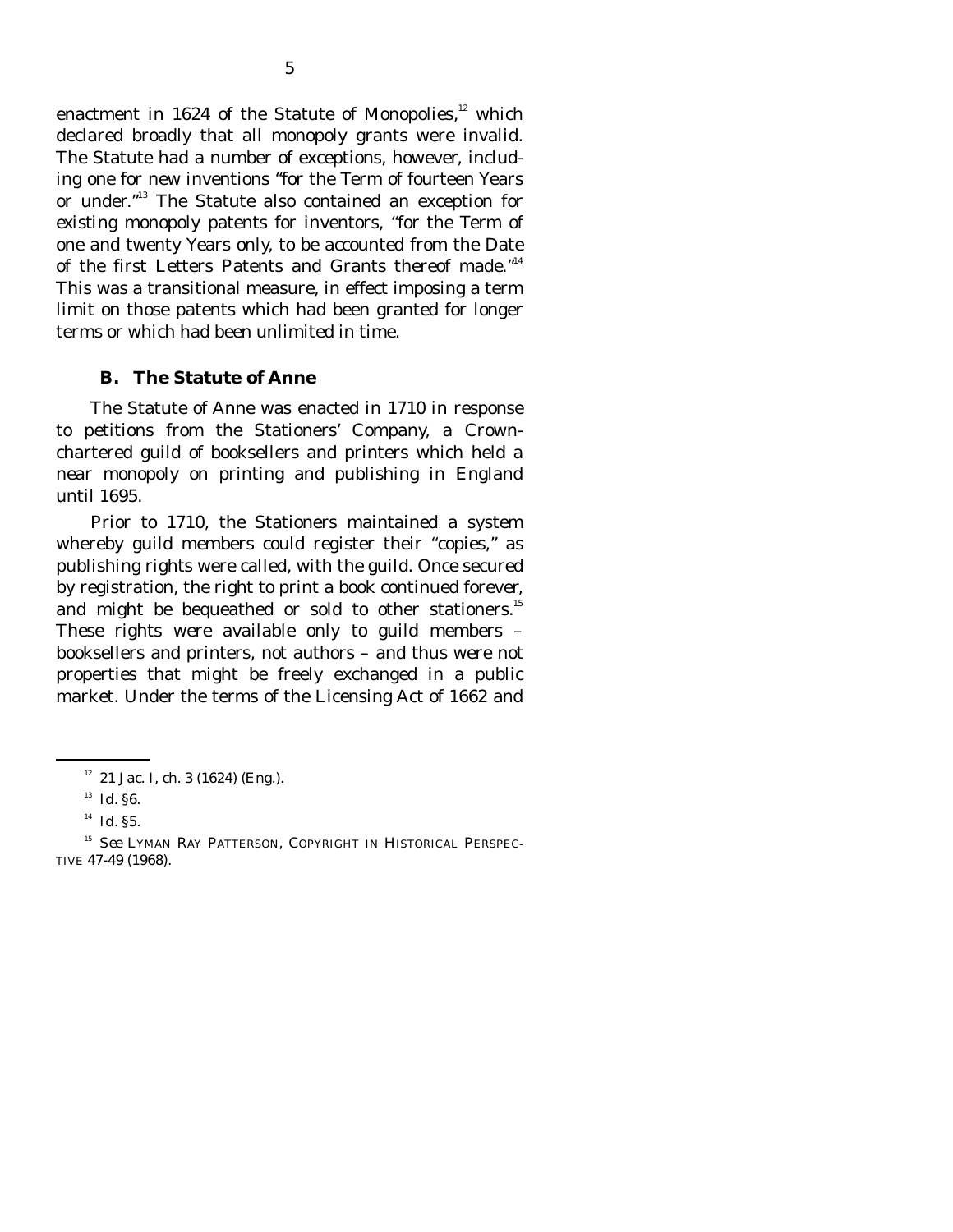enactment in 1624 of the Statute of Monopolies,[12] which declared broadly that all monopoly grants were invalid. The Statute had a number of exceptions, however, including one for new inventions "for the Term of fourteen Years or under."[13] The Statute also contained an exception for existing monopoly patents for inventors, "for the Term of one and twenty Years only, to be accounted from the Date of the first Letters Patents and Grants thereof made."[14] This was a transitional measure, in effect imposing a term limit on those patents which had been granted for longer terms or which had been unlimited in time.

### B. The Statute of Anne

The Statute of Anne was enacted in 1710 in response to petitions from the Stationers' Company, a Crown-chartered guild of booksellers and printers which held a near monopoly on printing and publishing in England until 1695.

Prior to 1710, the Stationers maintained a system whereby guild members could register their "copies," as publishing rights were called, with the guild. Once secured by registration, the right to print a book continued forever, and might be bequeathed or sold to other stationers.[15] These rights were available only to guild members – booksellers and printers, not authors – and thus were not properties that might be freely exchanged in a public market. Under the terms of the Licensing Act of 1662 and

---

[12] 21 Jac. I, ch. 3 (1624) (Eng.).

[13] *Id.* §6.

[14] *Id.* §5.

[15] *See* LYMAN RAY PATTERSON, COPYRIGHT IN HISTORICAL PERSPECTIVE 47-49 (1968).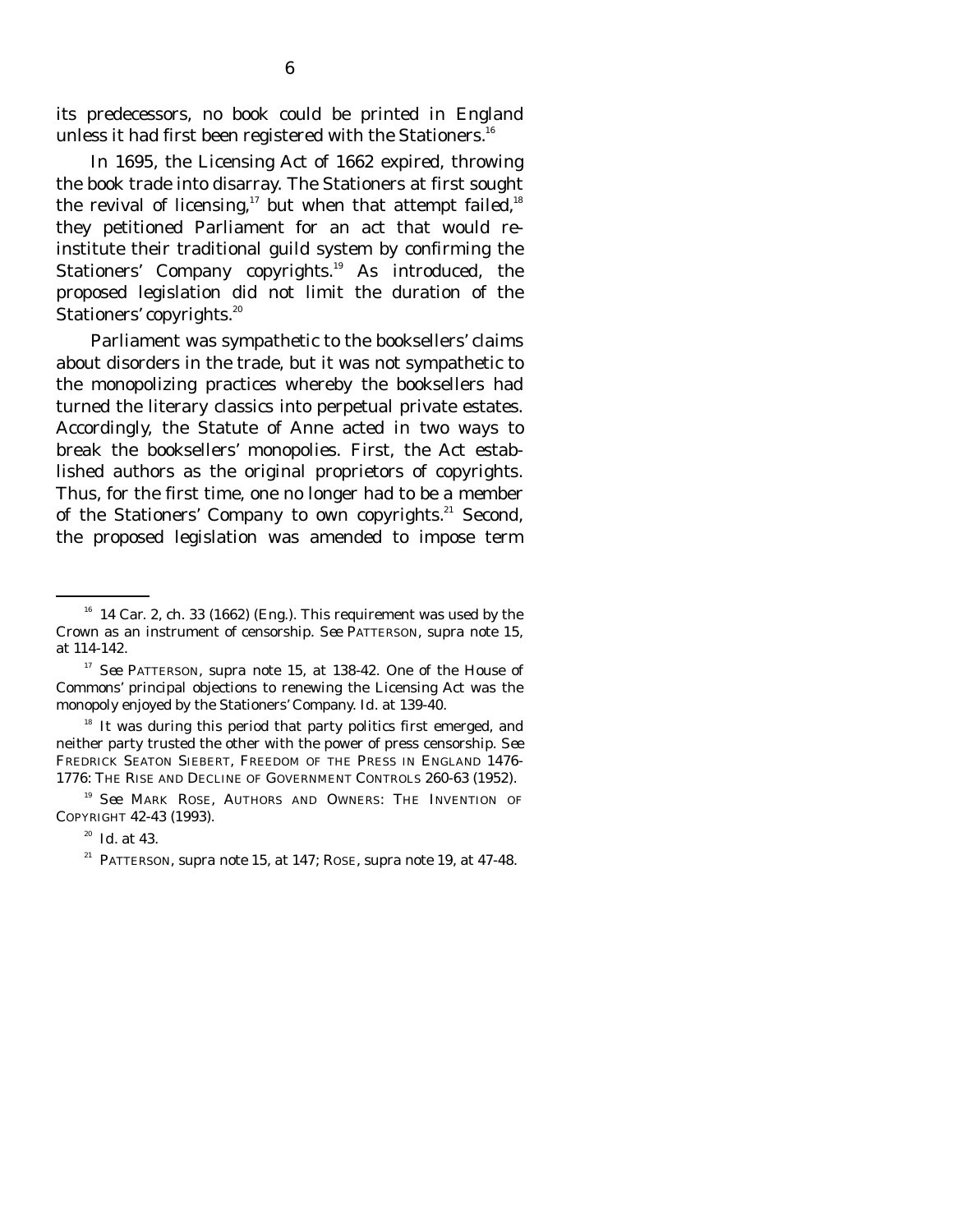its predecessors, no book could be printed in England unless it had first been registered with the Stationers.[16]

In 1695, the Licensing Act of 1662 expired, throwing the book trade into disarray. The Stationers at first sought the revival of licensing,[17] but when that attempt failed,[18] they petitioned Parliament for an act that would re-institute their traditional guild system by confirming the Stationers' Company copyrights.[19] As introduced, the proposed legislation did not limit the duration of the Stationers' copyrights.[20]

Parliament was sympathetic to the booksellers' claims about disorders in the trade, but it was not sympathetic to the monopolizing practices whereby the booksellers had turned the literary classics into perpetual private estates. Accordingly, the Statute of Anne acted in two ways to break the booksellers' monopolies. First, the Act established authors as the original proprietors of copyrights. Thus, for the first time, one no longer had to be a member of the Stationers' Company to own copyrights.[21] Second, the proposed legislation was amended to impose term

---

[16] 14 Car. 2, ch. 33 (1662) (Eng.). This requirement was used by the Crown as an instrument of censorship. *See* PATTERSON, *supra* note 15, at 114-142.

[17] *See* PATTERSON, *supra* note 15, at 138-42. One of the House of Commons' principal objections to renewing the Licensing Act was the monopoly enjoyed by the Stationers' Company. *Id.* at 139-40.

[18] It was during this period that party politics first emerged, and neither party trusted the other with the power of press censorship. *See* FREDRICK SEATON SIEBERT, FREEDOM OF THE PRESS IN ENGLAND 1476-1776: THE RISE AND DECLINE OF GOVERNMENT CONTROLS 260-63 (1952).

[19] *See* MARK ROSE, AUTHORS AND OWNERS: THE INVENTION OF COPYRIGHT 42-43 (1993).

[20] *Id.* at 43.

[21] PATTERSON, *supra* note 15, at 147; ROSE, *supra* note 19, at 47-48.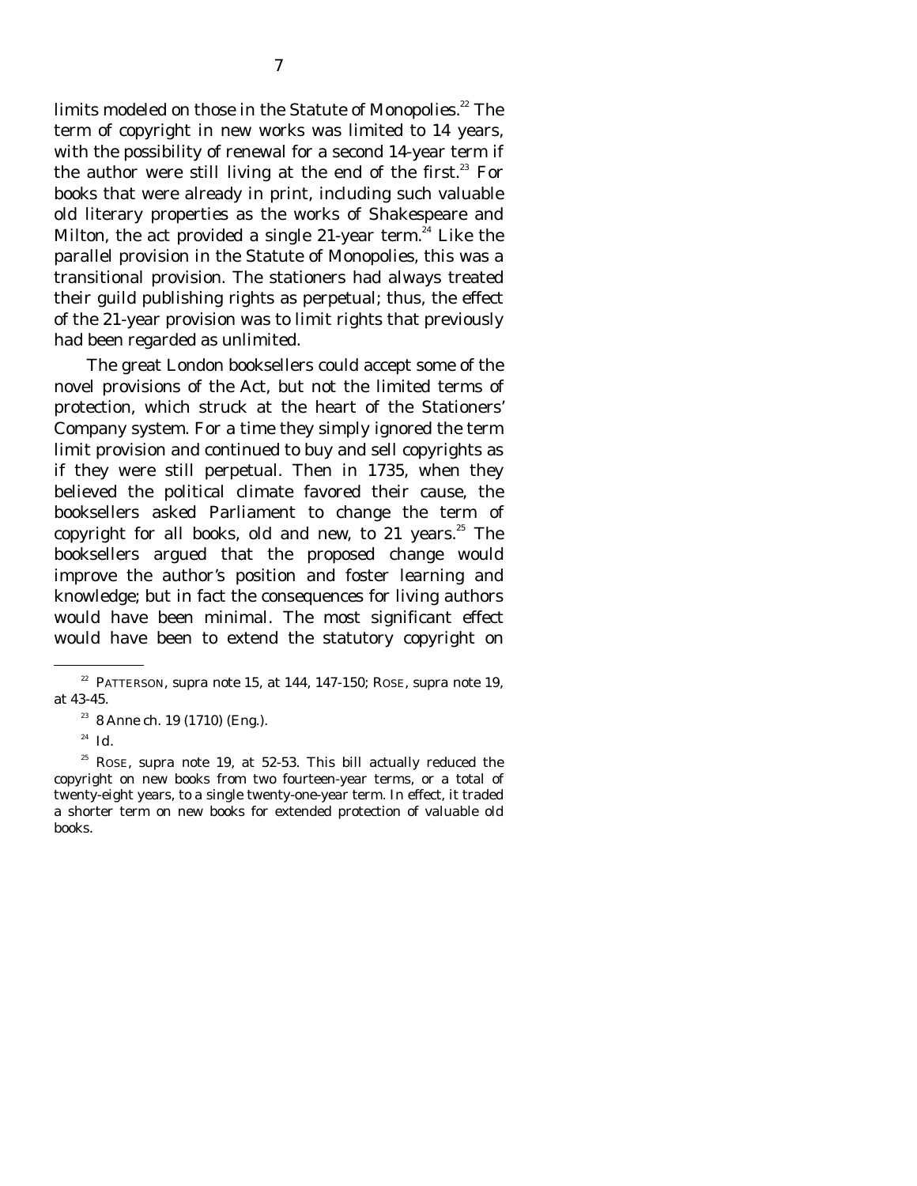limits modeled on those in the Statute of Monopolies.[22] The term of copyright in new works was limited to 14 years, with the possibility of renewal for a second 14-year term if the author were still living at the end of the first.[23] For books that were already in print, including such valuable old literary properties as the works of Shakespeare and Milton, the act provided a single 21-year term.[24] Like the parallel provision in the Statute of Monopolies, this was a transitional provision. The stationers had always treated their guild publishing rights as perpetual; thus, the effect of the 21-year provision was to limit rights that previously had been regarded as unlimited.

The great London booksellers could accept some of the novel provisions of the Act, but not the limited terms of protection, which struck at the heart of the Stationers' Company system. For a time they simply ignored the term limit provision and continued to buy and sell copyrights as if they were still perpetual. Then in 1735, when they believed the political climate favored their cause, the booksellers asked Parliament to change the term of copyright for all books, old and new, to 21 years.[25] The booksellers argued that the proposed change would improve the author's position and foster learning and knowledge; but in fact the consequences for living authors would have been minimal. The most significant effect would have been to extend the statutory copyright on

---

[22] PATTERSON, *supra* note 15, at 144, 147-150; ROSE, *supra* note 19, at 43-45.

[23] 8 Anne ch. 19 (1710) (Eng.).

[24] *Id.*

[25] ROSE, *supra* note 19, at 52-53. This bill actually reduced the copyright on new books from two fourteen-year terms, or a total of twenty-eight years, to a single twenty-one-year term. In effect, it traded a shorter term on new books for extended protection of valuable old books.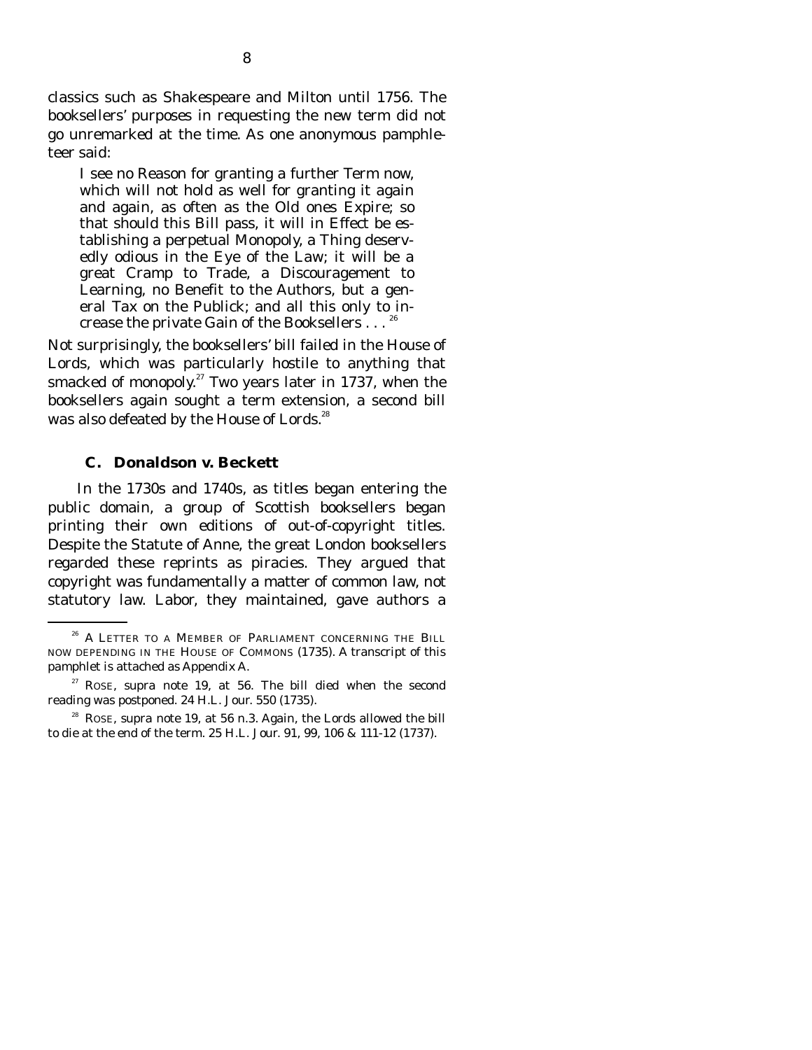classics such as Shakespeare and Milton until 1756. The booksellers' purposes in requesting the new term did not go unremarked at the time. As one anonymous pamphleteer said:

> I see no Reason for granting a further Term now, which will not hold as well for granting it again and again, as often as the Old ones Expire; so that should this Bill pass, it will in Effect be establishing a perpetual Monopoly, a Thing deservedly odious in the Eye of the Law; it will be a great Cramp to Trade, a Discouragement to Learning, no Benefit to the Authors, but a general Tax on the Publick; and all this only to increase the private Gain of the Booksellers . . . [26]

Not surprisingly, the booksellers' bill failed in the House of Lords, which was particularly hostile to anything that smacked of monopoly.[27] Two years later in 1737, when the booksellers again sought a term extension, a second bill was also defeated by the House of Lords.[28]

### C. *Donaldson v. Beckett*

In the 1730s and 1740s, as titles began entering the public domain, a group of Scottish booksellers began printing their own editions of out-of-copyright titles. Despite the Statute of Anne, the great London booksellers regarded these reprints as piracies. They argued that copyright was fundamentally a matter of common law, not statutory law. Labor, they maintained, gave authors a

---

[26] A LETTER TO A MEMBER OF PARLIAMENT CONCERNING THE BILL NOW DEPENDING IN THE HOUSE OF COMMONS (1735). A transcript of this pamphlet is attached as Appendix A.

[27] ROSE, *supra* note 19, at 56. The bill died when the second reading was postponed. 24 H.L. Jour. 550 (1735).

[28] ROSE, *supra* note 19, at 56 n.3. Again, the Lords allowed the bill to die at the end of the term. 25 H.L. Jour. 91, 99, 106 & 111-12 (1737).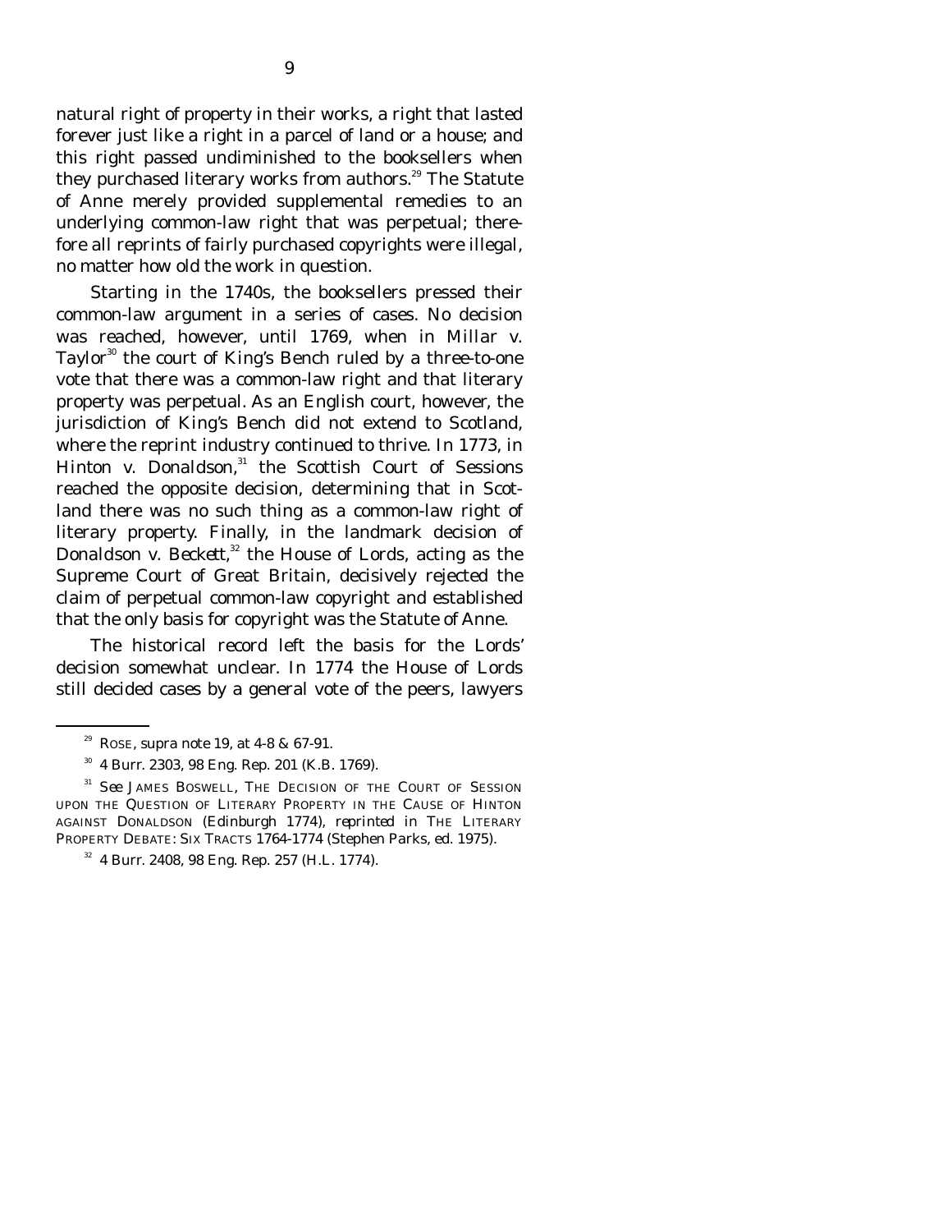natural right of property in their works, a right that lasted forever just like a right in a parcel of land or a house; and this right passed undiminished to the booksellers when they purchased literary works from authors.[29] The Statute of Anne merely provided supplemental remedies to an underlying common-law right that was perpetual; therefore all reprints of fairly purchased copyrights were illegal, no matter how old the work in question.

Starting in the 1740s, the booksellers pressed their common-law argument in a series of cases. No decision was reached, however, until 1769, when in *Millar v. Taylor*[30] the court of King's Bench ruled by a three-to-one vote that there was a common-law right and that literary property was perpetual. As an English court, however, the jurisdiction of King's Bench did not extend to Scotland, where the reprint industry continued to thrive. In 1773, in *Hinton v. Donaldson*,[31] the Scottish Court of Sessions reached the opposite decision, determining that in Scotland there was no such thing as a common-law right of literary property. Finally, in the landmark decision of *Donaldson v. Beckett*,[32] the House of Lords, acting as the Supreme Court of Great Britain, decisively rejected the claim of perpetual common-law copyright and established that the only basis for copyright was the Statute of Anne.

The historical record left the basis for the Lords' decision somewhat unclear. In 1774 the House of Lords still decided cases by a general vote of the peers, lawyers

---

[29] ROSE, *supra* note 19, at 4-8 & 67-91.

[30] 4 Burr. 2303, 98 Eng. Rep. 201 (K.B. 1769).

[31] *See* JAMES BOSWELL, THE DECISION OF THE COURT OF SESSION UPON THE QUESTION OF LITERARY PROPERTY IN THE CAUSE OF HINTON AGAINST DONALDSON (Edinburgh 1774), *reprinted in* THE LITERARY PROPERTY DEBATE: SIX TRACTS 1764-1774 (Stephen Parks, ed. 1975).

[32] 4 Burr. 2408, 98 Eng. Rep. 257 (H.L. 1774).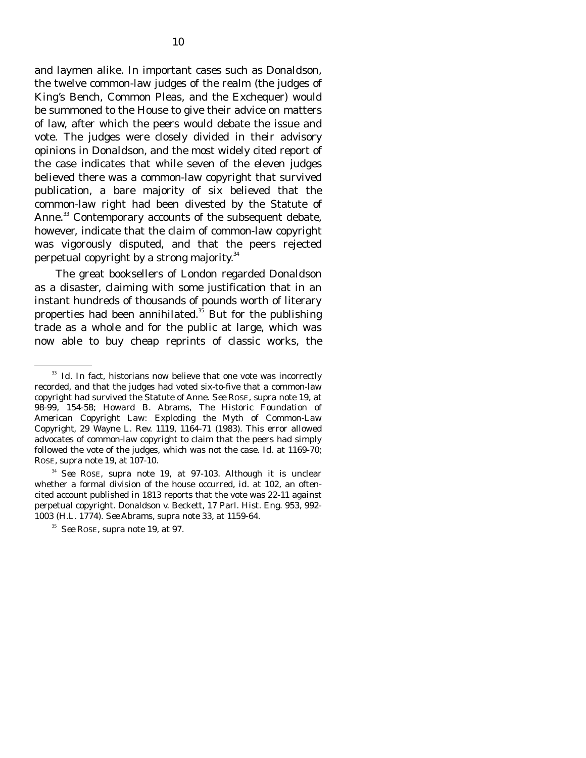and laymen alike. In important cases such as *Donaldson*, the twelve common-law judges of the realm (the judges of King's Bench, Common Pleas, and the Exchequer) would be summoned to the House to give their advice on matters of law, after which the peers would debate the issue and vote. The judges were closely divided in their advisory opinions in *Donaldson*, and the most widely cited report of the case indicates that while seven of the eleven judges believed there was a common-law copyright that survived publication, a bare majority of six believed that the common-law right had been divested by the Statute of Anne.[33] Contemporary accounts of the subsequent debate, however, indicate that the claim of common-law copyright was vigorously disputed, and that the peers rejected perpetual copyright by a strong majority.[34]

The great booksellers of London regarded *Donaldson* as a disaster, claiming with some justification that in an instant hundreds of thousands of pounds worth of literary properties had been annihilated.[35] But for the publishing trade as a whole and for the public at large, which was now able to buy cheap reprints of classic works, the

---

[33] *Id.* In fact, historians now believe that one vote was incorrectly recorded, and that the judges had voted six-to-five that a common-law copyright had survived the Statute of Anne. *See* ROSE, *supra* note 19, at 98-99, 154-58; Howard B. Abrams, *The Historic Foundation of American Copyright Law: Exploding the Myth of Common-Law Copyright*, 29 Wayne L. Rev. 1119, 1164-71 (1983). This error allowed advocates of common-law copyright to claim that the peers had simply followed the vote of the judges, which was not the case. *Id.* at 1169-70; ROSE, *supra* note 19, at 107-10.

[34] *See* ROSE, *supra* note 19, at 97-103. Although it is unclear whether a formal division of the house occurred, *id.* at 102, an often-cited account published in 1813 reports that the vote was 22-11 against perpetual copyright. *Donaldson v. Beckett*, 17 Parl. Hist. Eng. 953, 992-1003 (H.L. 1774). *See* Abrams, *supra* note 33, at 1159-64.

[35] *See* ROSE, *supra* note 19, at 97.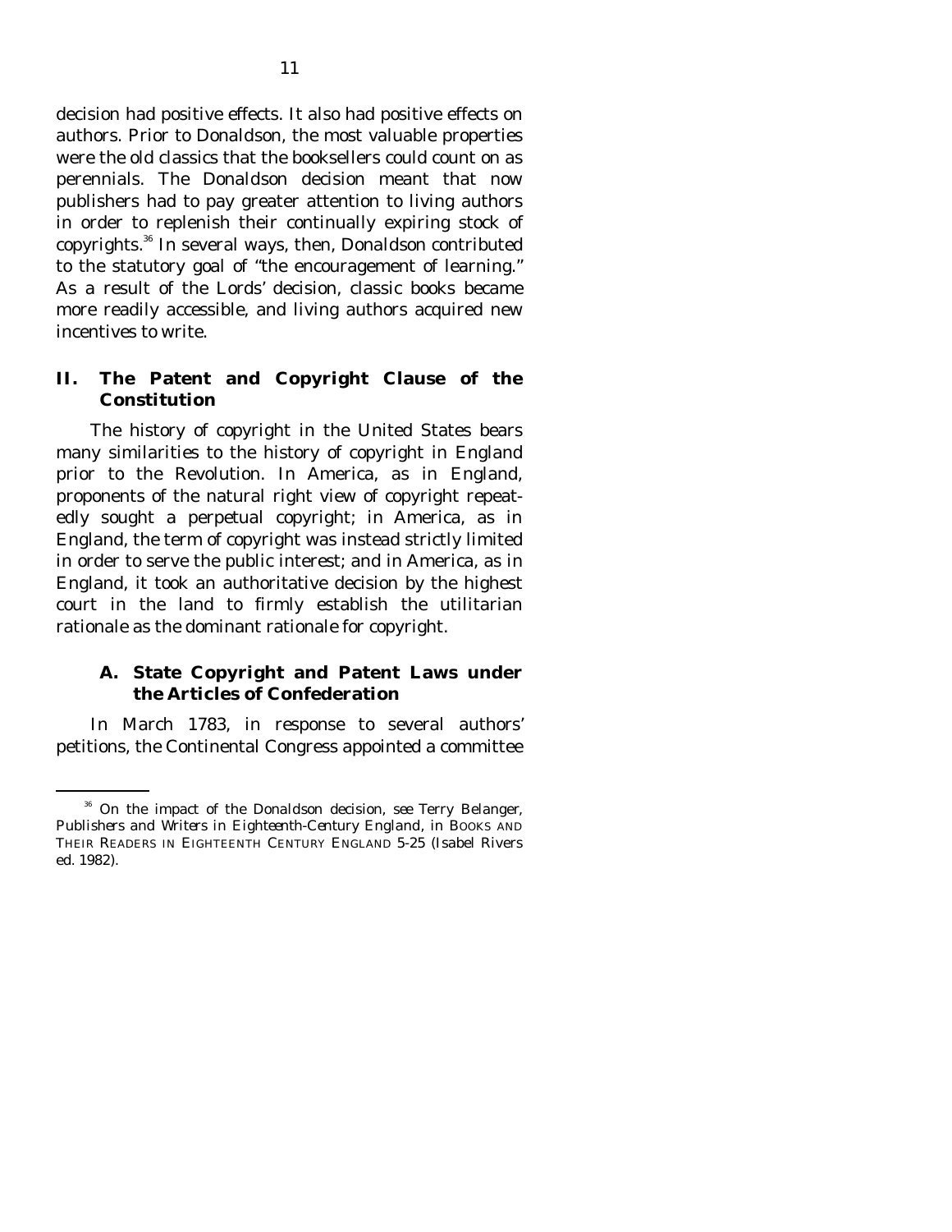decision had positive effects. It also had positive effects on authors. Prior to Donaldson, the most valuable properties were the old classics that the booksellers could count on as perennials. The Donaldson decision meant that now publishers had to pay greater attention to living authors in order to replenish their continually expiring stock of copyrights.[36] In several ways, then, Donaldson contributed to the statutory goal of "the encouragement of learning." As a result of the Lords' decision, classic books became more readily accessible, and living authors acquired new incentives to write.

## II. The Patent and Copyright Clause of the Constitution

The history of copyright in the United States bears many similarities to the history of copyright in England prior to the Revolution. In America, as in England, proponents of the natural right view of copyright repeatedly sought a perpetual copyright; in America, as in England, the term of copyright was instead strictly limited in order to serve the public interest; and in America, as in England, it took an authoritative decision by the highest court in the land to firmly establish the utilitarian rationale as the dominant rationale for copyright.

### A. State Copyright and Patent Laws under the Articles of Confederation

In March 1783, in response to several authors' petitions, the Continental Congress appointed a committee

---

[36] On the impact of the *Donaldson* decision, *see* Terry Belanger, *Publishers and Writers in Eighteenth-Century England*, *in* BOOKS AND THEIR READERS IN EIGHTEENTH CENTURY ENGLAND 5-25 (Isabel Rivers ed. 1982).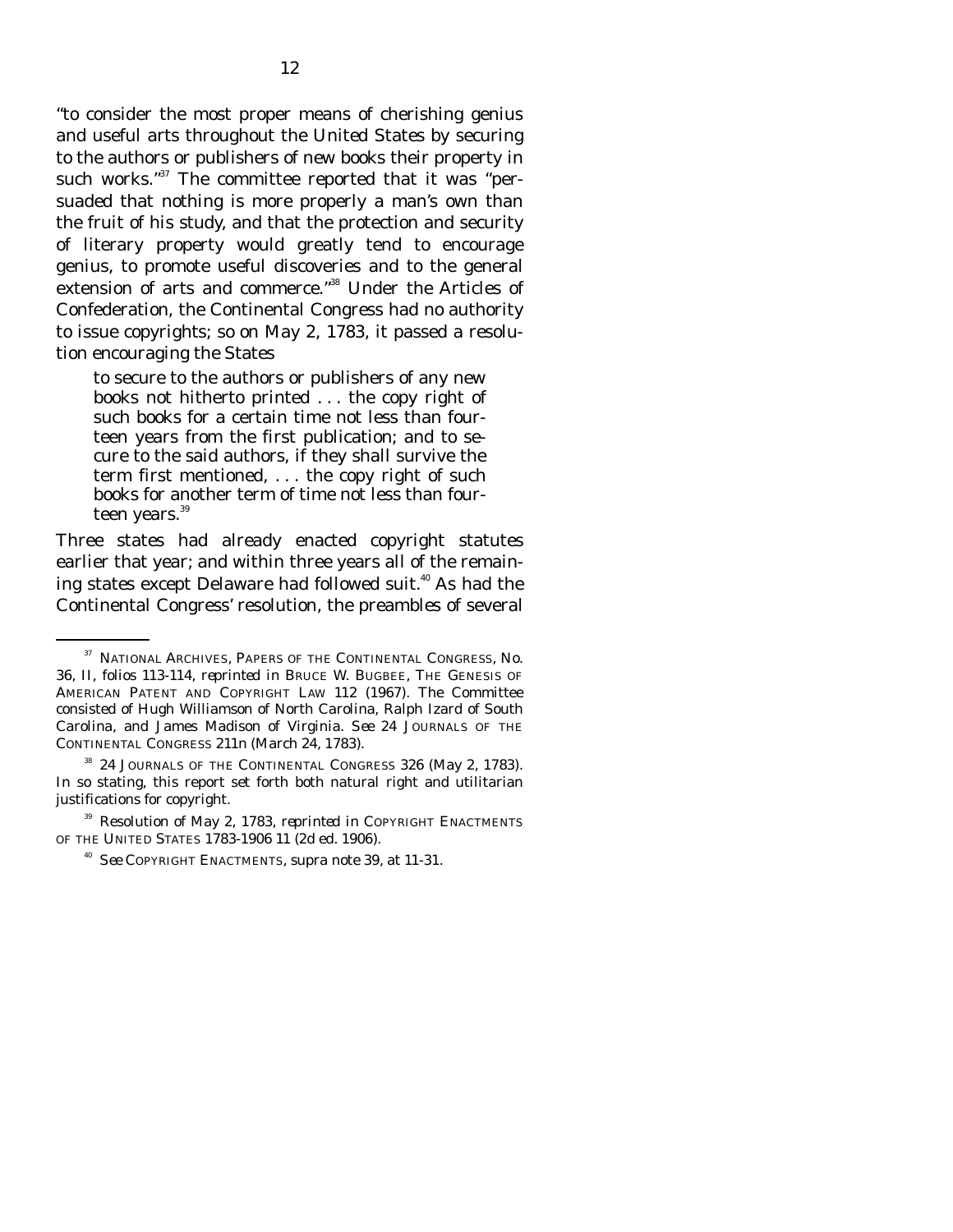"to consider the most proper means of cherishing genius and useful arts throughout the United States by securing to the authors or publishers of new books their property in such works."[37] The committee reported that it was "persuaded that nothing is more properly a man's own than the fruit of his study, and that the protection and security of literary property would greatly tend to encourage genius, to promote useful discoveries and to the general extension of arts and commerce."[38] Under the Articles of Confederation, the Continental Congress had no authority to issue copyrights; so on May 2, 1783, it passed a resolution encouraging the States

> to secure to the authors or publishers of any new books not hitherto printed . . . the copy right of such books for a certain time not less than fourteen years from the first publication; and to secure to the said authors, if they shall survive the term first mentioned, . . . the copy right of such books for another term of time not less than fourteen years.[39]

Three states had already enacted copyright statutes earlier that year; and within three years all of the remaining states except Delaware had followed suit.[40] As had the Continental Congress' resolution, the preambles of several

---

[37] NATIONAL ARCHIVES, PAPERS OF THE CONTINENTAL CONGRESS, No. 36, II, folios 113-114, *reprinted in* BRUCE W. BUGBEE, THE GENESIS OF AMERICAN PATENT AND COPYRIGHT LAW 112 (1967). The Committee consisted of Hugh Williamson of North Carolina, Ralph Izard of South Carolina, and James Madison of Virginia. *See* 24 JOURNALS OF THE CONTINENTAL CONGRESS 211n (March 24, 1783).

[38] 24 JOURNALS OF THE CONTINENTAL CONGRESS 326 (May 2, 1783). In so stating, this report set forth both natural right and utilitarian justifications for copyright.

[39] Resolution of May 2, 1783, *reprinted in* COPYRIGHT ENACTMENTS OF THE UNITED STATES 1783-1906 11 (2d ed. 1906).

[40] *See* COPYRIGHT ENACTMENTS, *supra* note 39, at 11-31.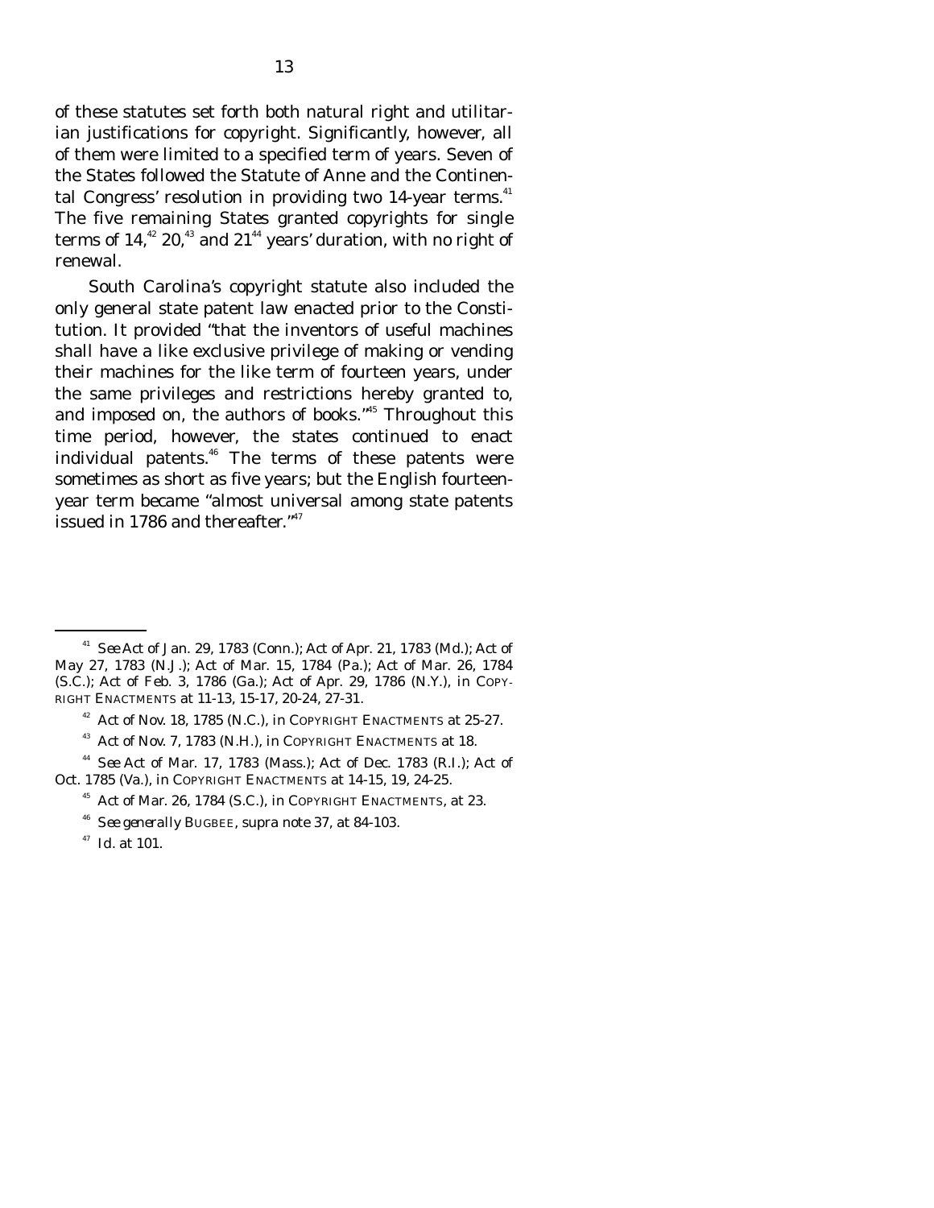of these statutes set forth both natural right and utilitarian justifications for copyright. Significantly, however, all of them were limited to a specified term of years. Seven of the States followed the Statute of Anne and the Continental Congress' resolution in providing two 14-year terms.[41] The five remaining States granted copyrights for single terms of 14,[42] 20,[43] and 21[44] years' duration, with no right of renewal.

South Carolina's copyright statute also included the only general state patent law enacted prior to the Constitution. It provided "that the inventors of useful machines shall have a like exclusive privilege of making or vending their machines for the like term of fourteen years, under the same privileges and restrictions hereby granted to, and imposed on, the authors of books."[45] Throughout this time period, however, the states continued to enact individual patents.[46] The terms of these patents were sometimes as short as five years; but the English fourteen-year term became "almost universal among state patents issued in 1786 and thereafter."[47]

---

[41] *See* Act of Jan. 29, 1783 (Conn.); Act of Apr. 21, 1783 (Md.); Act of May 27, 1783 (N.J.); Act of Mar. 15, 1784 (Pa.); Act of Mar. 26, 1784 (S.C.); Act of Feb. 3, 1786 (Ga.); Act of Apr. 29, 1786 (N.Y.), *in* COPYRIGHT ENACTMENTS at 11-13, 15-17, 20-24, 27-31.

[42] Act of Nov. 18, 1785 (N.C.), *in* COPYRIGHT ENACTMENTS at 25-27.

[43] Act of Nov. 7, 1783 (N.H.), *in* COPYRIGHT ENACTMENTS at 18.

[44] *See* Act of Mar. 17, 1783 (Mass.); Act of Dec. 1783 (R.I.); Act of Oct. 1785 (Va.), *in* COPYRIGHT ENACTMENTS at 14-15, 19, 24-25.

[45] Act of Mar. 26, 1784 (S.C.), *in* COPYRIGHT ENACTMENTS, at 23.

[46] *See generally* BUGBEE, *supra* note 37, at 84-103.

[47] *Id.* at 101.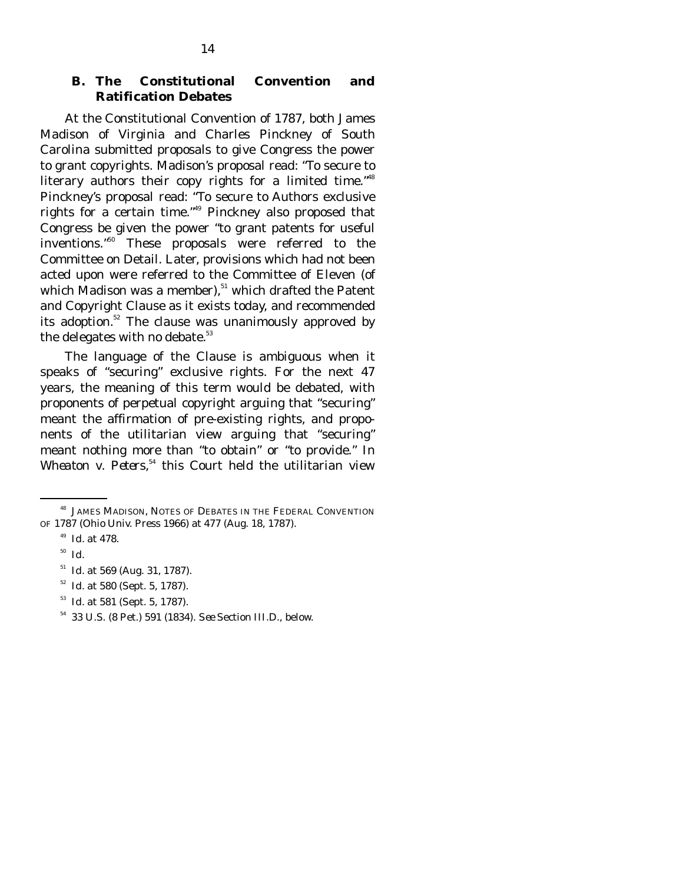### B. The Constitutional Convention and Ratification Debates

At the Constitutional Convention of 1787, both James Madison of Virginia and Charles Pinckney of South Carolina submitted proposals to give Congress the power to grant copyrights. Madison's proposal read: "To secure to literary authors their copy rights for a limited time."[48] Pinckney's proposal read: "To secure to Authors exclusive rights for a certain time."[49] Pinckney also proposed that Congress be given the power "to grant patents for useful inventions."[50] These proposals were referred to the Committee on Detail. Later, provisions which had not been acted upon were referred to the Committee of Eleven (of which Madison was a member),[51] which drafted the Patent and Copyright Clause as it exists today, and recommended its adoption.[52] The clause was unanimously approved by the delegates with no debate.[53]

The language of the Clause is ambiguous when it speaks of "securing" exclusive rights. For the next 47 years, the meaning of this term would be debated, with proponents of perpetual copyright arguing that "securing" meant the affirmation of pre-existing rights, and proponents of the utilitarian view arguing that "securing" meant nothing more than "to obtain" or "to provide." In *Wheaton v. Peters*,[54] this Court held the utilitarian view

---

[48] JAMES MADISON, NOTES OF DEBATES IN THE FEDERAL CONVENTION OF 1787 (Ohio Univ. Press 1966) at 477 (Aug. 18, 1787).

[49] *Id.* at 478.

[50] *Id.*

[51] *Id.* at 569 (Aug. 31, 1787).

[52] *Id.* at 580 (Sept. 5, 1787).

[53] *Id.* at 581 (Sept. 5, 1787).

[54] 33 U.S. (8 Pet.) 591 (1834). *See* Section III.D., below.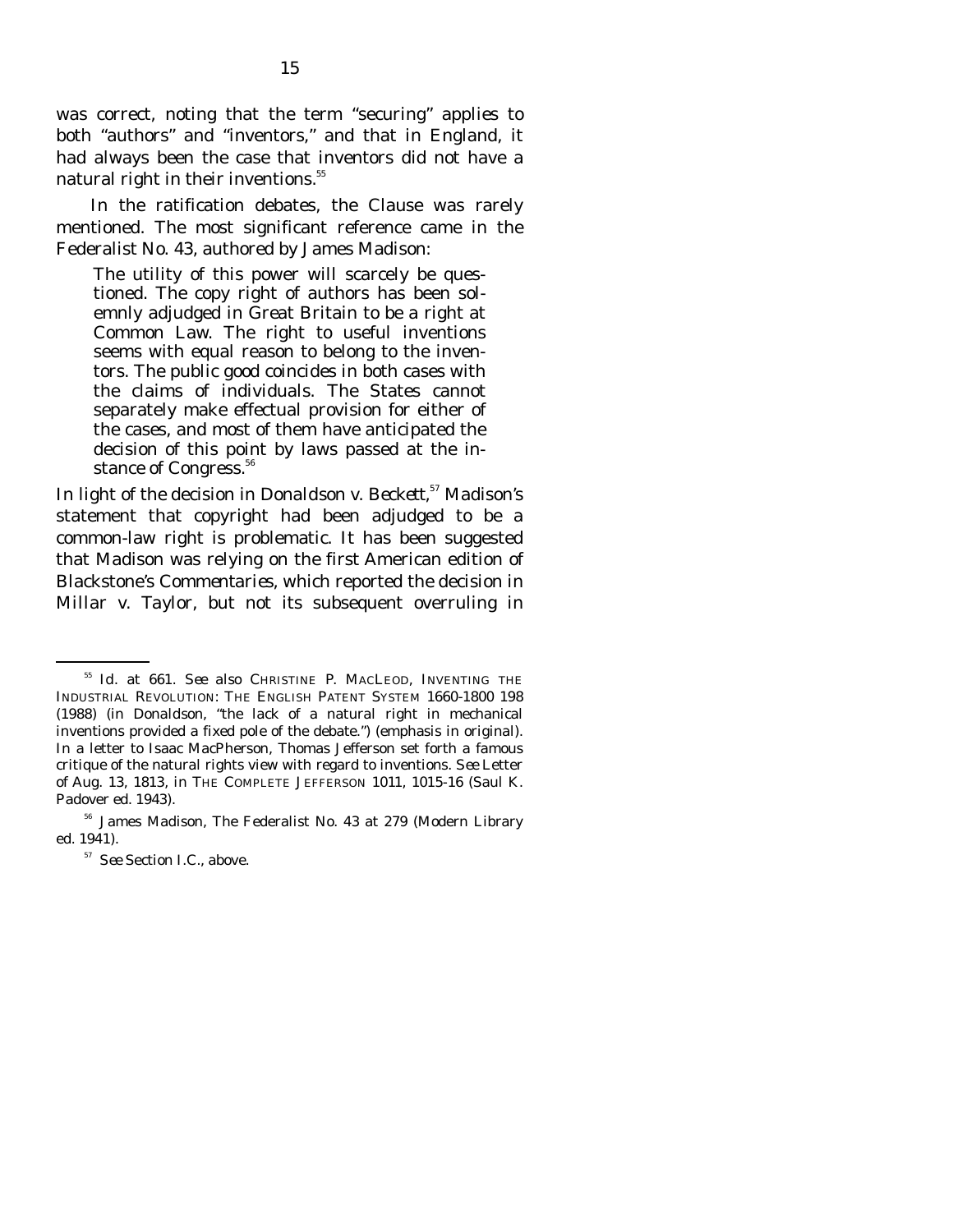was correct, noting that the term "securing" applies to both "authors" and "inventors," and that in England, it had always been the case that inventors did not have a natural right in their inventions.[55]

In the ratification debates, the Clause was rarely mentioned. The most significant reference came in the Federalist No. 43, authored by James Madison:

> The utility of this power will scarcely be questioned. The copy right of authors has been solemnly adjudged in Great Britain to be a right at Common Law. The right to useful inventions seems with equal reason to belong to the inventors. The public good coincides in both cases with the claims of individuals. The States cannot separately make effectual provision for either of the cases, and most of them have anticipated the decision of this point by laws passed at the instance of Congress.[56]

In light of the decision in *Donaldson v. Beckett*,[57] Madison's statement that copyright had been adjudged to be a common-law right is problematic. It has been suggested that Madison was relying on the first American edition of Blackstone's *Commentaries*, which reported the decision in *Millar v. Taylor*, but not its subsequent overruling in

---

[55] *Id.* at 661. *See also* CHRISTINE P. MACLEOD, INVENTING THE INDUSTRIAL REVOLUTION: THE ENGLISH PATENT SYSTEM 1660-1800 198 (1988) (in *Donaldson*, "the *lack* of a natural right in mechanical inventions provided a fixed pole of the debate.") (emphasis in original). In a letter to Isaac MacPherson, Thomas Jefferson set forth a famous critique of the natural rights view with regard to inventions. *See* Letter of Aug. 13, 1813, in THE COMPLETE JEFFERSON 1011, 1015-16 (Saul K. Padover ed. 1943).

[56] James Madison, The Federalist No. 43 at 279 (Modern Library ed. 1941).

[57] *See* Section I.C., above.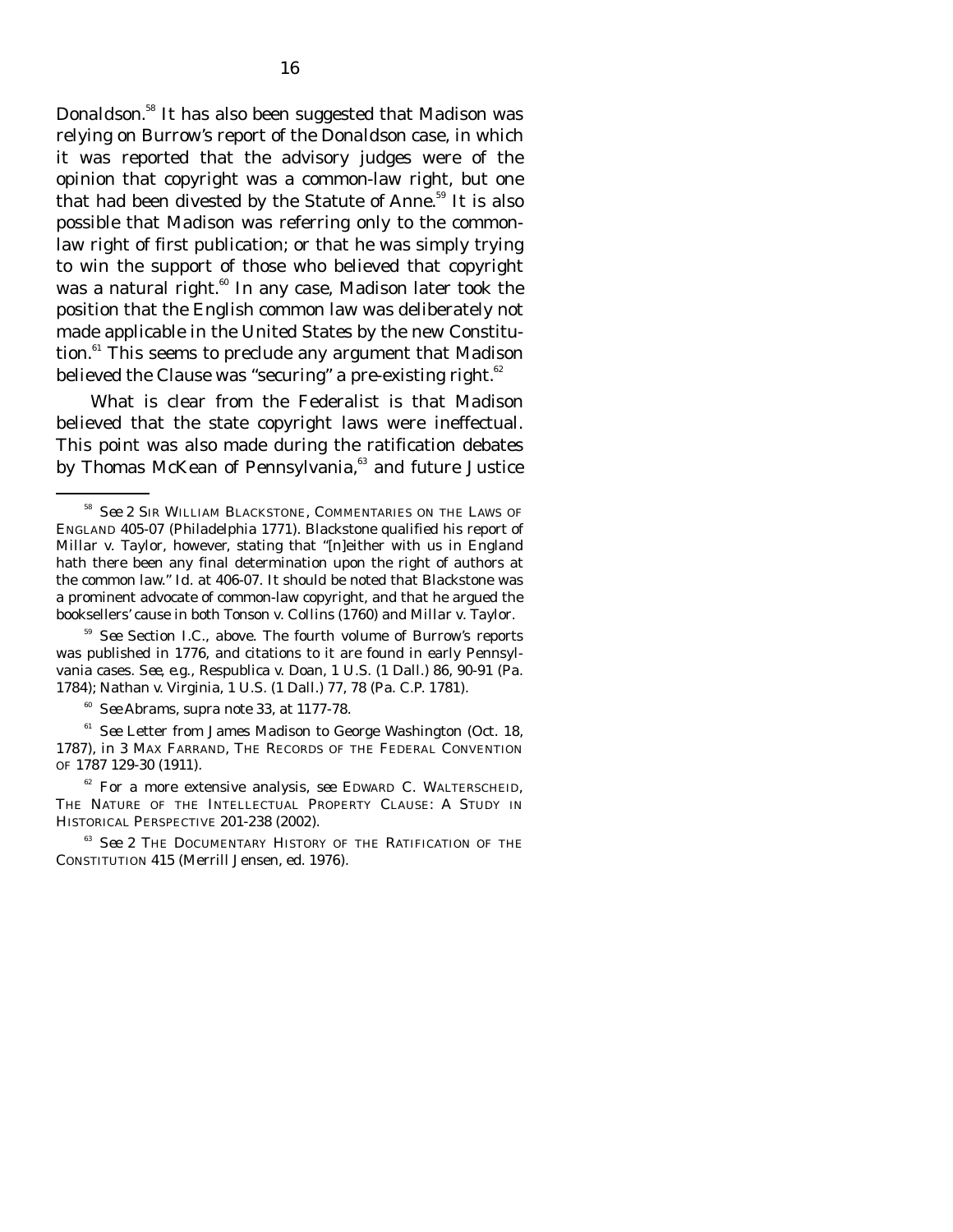Donaldson.[58] It has also been suggested that Madison was relying on Burrow's report of the *Donaldson* case, in which it was reported that the advisory judges were of the opinion that copyright was a common-law right, but one that had been divested by the Statute of Anne.[59] It is also possible that Madison was referring only to the common-law right of first publication; or that he was simply trying to win the support of those who believed that copyright was a natural right.[60] In any case, Madison later took the position that the English common law was deliberately not made applicable in the United States by the new Constitution.[61] This seems to preclude any argument that Madison believed the Clause was "securing" a pre-existing right.[62]

What is clear from the Federalist is that Madison believed that the state copyright laws were ineffectual. This point was also made during the ratification debates by Thomas McKean of Pennsylvania,[63] and future Justice

---

[58] *See* 2 SIR WILLIAM BLACKSTONE, COMMENTARIES ON THE LAWS OF ENGLAND 405-07 (Philadelphia 1771). Blackstone qualified his report of *Millar v. Taylor*, however, stating that "[n]either with us in England hath there been any final determination upon the right of authors at the common law." *Id.* at 406-07. It should be noted that Blackstone was a prominent advocate of common-law copyright, and that he argued the booksellers' cause in both *Tonson v. Collins* (1760) and *Millar v. Taylor*.

[59] *See* Section I.C., above. The fourth volume of Burrow's reports was published in 1776, and citations to it are found in early Pennsylvania cases. *See, e.g., Respublica v. Doan*, 1 U.S. (1 Dall.) 86, 90-91 (Pa. 1784); *Nathan v. Virginia*, 1 U.S. (1 Dall.) 77, 78 (Pa. C.P. 1781).

[60] *See* Abrams, *supra* note 33, at 1177-78.

[61] *See* Letter from James Madison to George Washington (Oct. 18, 1787), *in* 3 MAX FARRAND, THE RECORDS OF THE FEDERAL CONVENTION OF 1787 129-30 (1911).

[62] For a more extensive analysis, *see* EDWARD C. WALTERSCHEID, THE NATURE OF THE INTELLECTUAL PROPERTY CLAUSE: A STUDY IN HISTORICAL PERSPECTIVE 201-238 (2002).

[63] *See* 2 THE DOCUMENTARY HISTORY OF THE RATIFICATION OF THE CONSTITUTION 415 (Merrill Jensen, ed. 1976).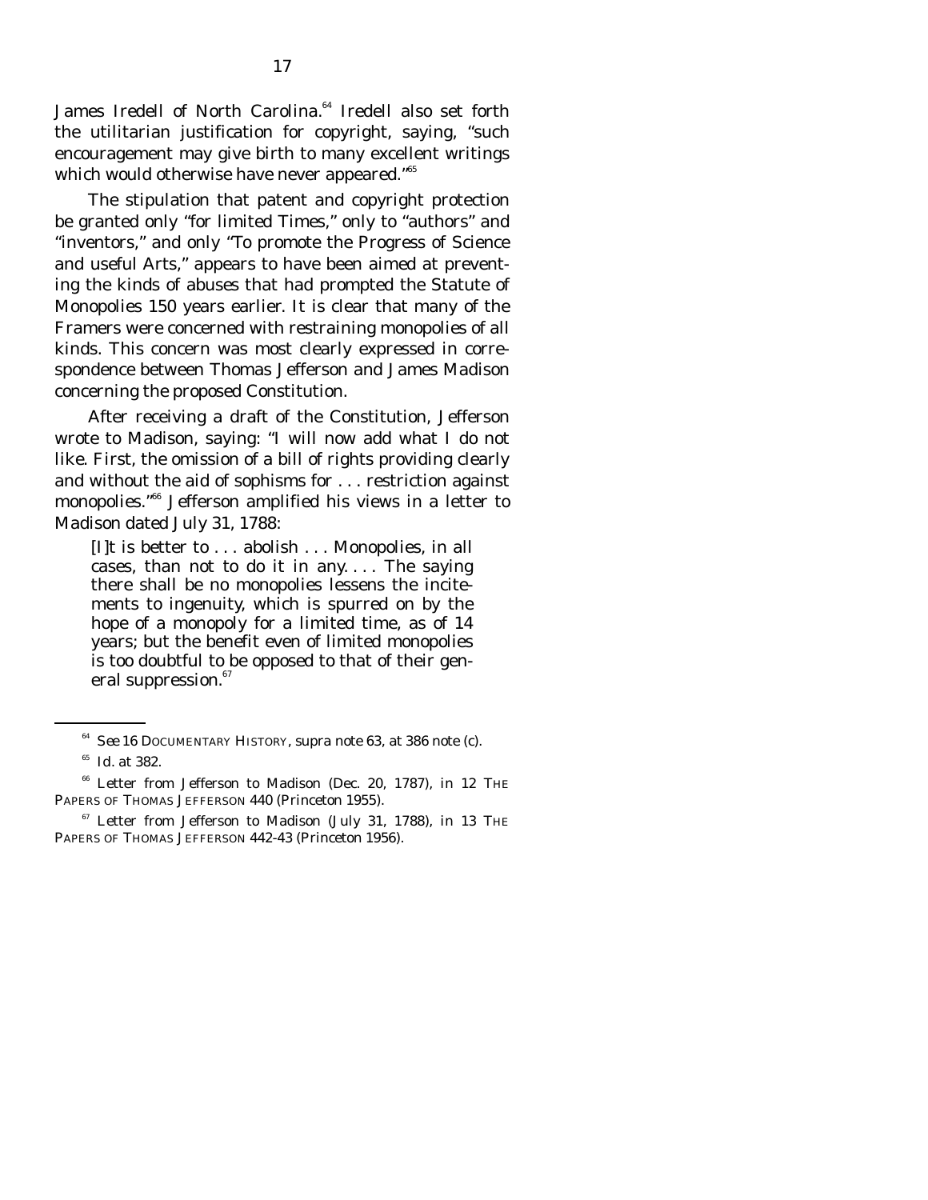James Iredell of North Carolina.[64] Iredell also set forth the utilitarian justification for copyright, saying, "such encouragement may give birth to many excellent writings which would otherwise have never appeared."[65]

The stipulation that patent and copyright protection be granted only "for limited Times," only to "authors" and "inventors," and only "To promote the Progress of Science and useful Arts," appears to have been aimed at preventing the kinds of abuses that had prompted the Statute of Monopolies 150 years earlier. It is clear that many of the Framers were concerned with restraining monopolies of all kinds. This concern was most clearly expressed in correspondence between Thomas Jefferson and James Madison concerning the proposed Constitution.

After receiving a draft of the Constitution, Jefferson wrote to Madison, saying: "I will now add what I do not like. First, the omission of a bill of rights providing clearly and without the aid of sophisms for . . . restriction against monopolies."[66] Jefferson amplified his views in a letter to Madison dated July 31, 1788:

> [I]t is better to . . . abolish . . . Monopolies, in all cases, than not to do it in any. . . . The saying there shall be no monopolies lessens the incitements to ingenuity, which is spurred on by the hope of a monopoly for a limited time, as of 14 years; but the benefit even of limited monopolies is too doubtful to be opposed to that of their general suppression.[67]

---

[64] *See* 16 DOCUMENTARY HISTORY, *supra* note 63, at 386 note (c).

[65] *Id.* at 382.

[66] Letter from Jefferson to Madison (Dec. 20, 1787), *in* 12 THE PAPERS OF THOMAS JEFFERSON 440 (Princeton 1955).

[67] Letter from Jefferson to Madison (July 31, 1788), *in* 13 THE PAPERS OF THOMAS JEFFERSON 442-43 (Princeton 1956).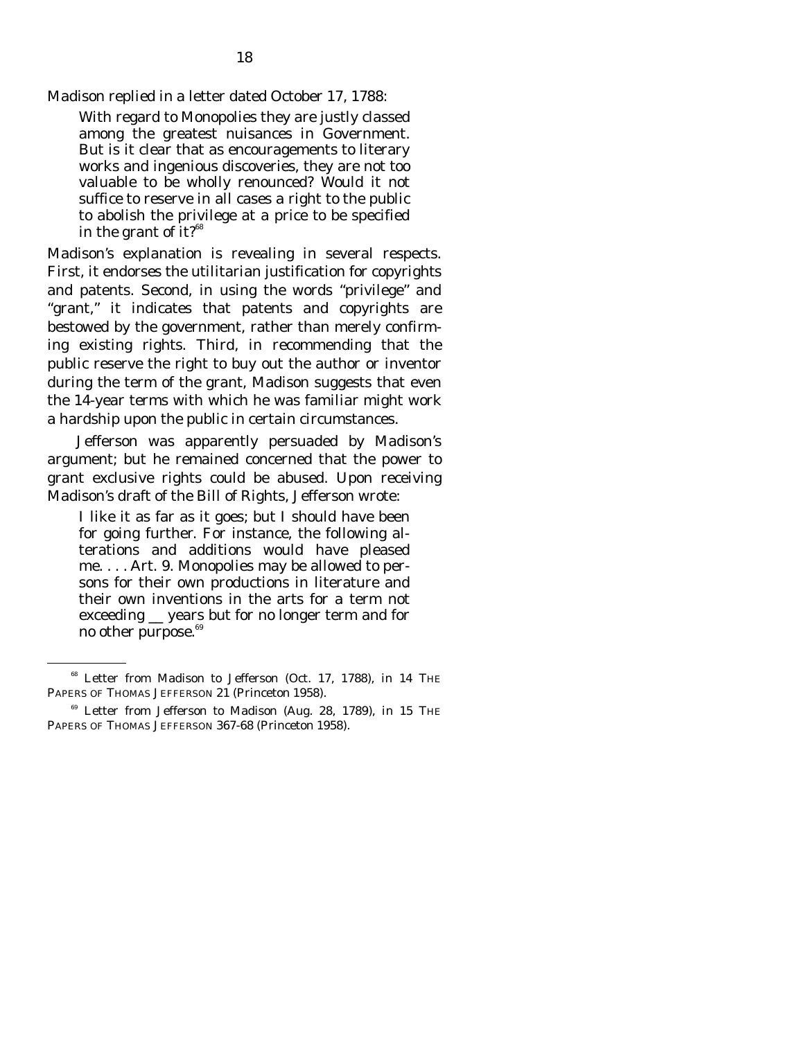Madison replied in a letter dated October 17, 1788:

> With regard to Monopolies they are justly classed among the greatest nuisances in Government. But is it clear that as encouragements to literary works and ingenious discoveries, they are not too valuable to be wholly renounced? Would it not suffice to reserve in all cases a right to the public to abolish the privilege at a price to be specified in the grant of it?[68]

Madison's explanation is revealing in several respects. First, it endorses the utilitarian justification for copyrights and patents. Second, in using the words "privilege" and "grant," it indicates that patents and copyrights are bestowed by the government, rather than merely confirming existing rights. Third, in recommending that the public reserve the right to buy out the author or inventor during the term of the grant, Madison suggests that even the 14-year terms with which he was familiar might work a hardship upon the public in certain circumstances.

Jefferson was apparently persuaded by Madison's argument; but he remained concerned that the power to grant exclusive rights could be abused. Upon receiving Madison's draft of the Bill of Rights, Jefferson wrote:

> I like it as far as it goes; but I should have been for going further. For instance, the following alterations and additions would have pleased me. . . . Art. 9. Monopolies may be allowed to persons for their own productions in literature and their own inventions in the arts for a term not exceeding __ years but for no longer term and for no other purpose.[69]

---

[68] Letter from Madison to Jefferson (Oct. 17, 1788), in 14 THE PAPERS OF THOMAS JEFFERSON 21 (Princeton 1958).

[69] Letter from Jefferson to Madison (Aug. 28, 1789), in 15 THE PAPERS OF THOMAS JEFFERSON 367-68 (Princeton 1958).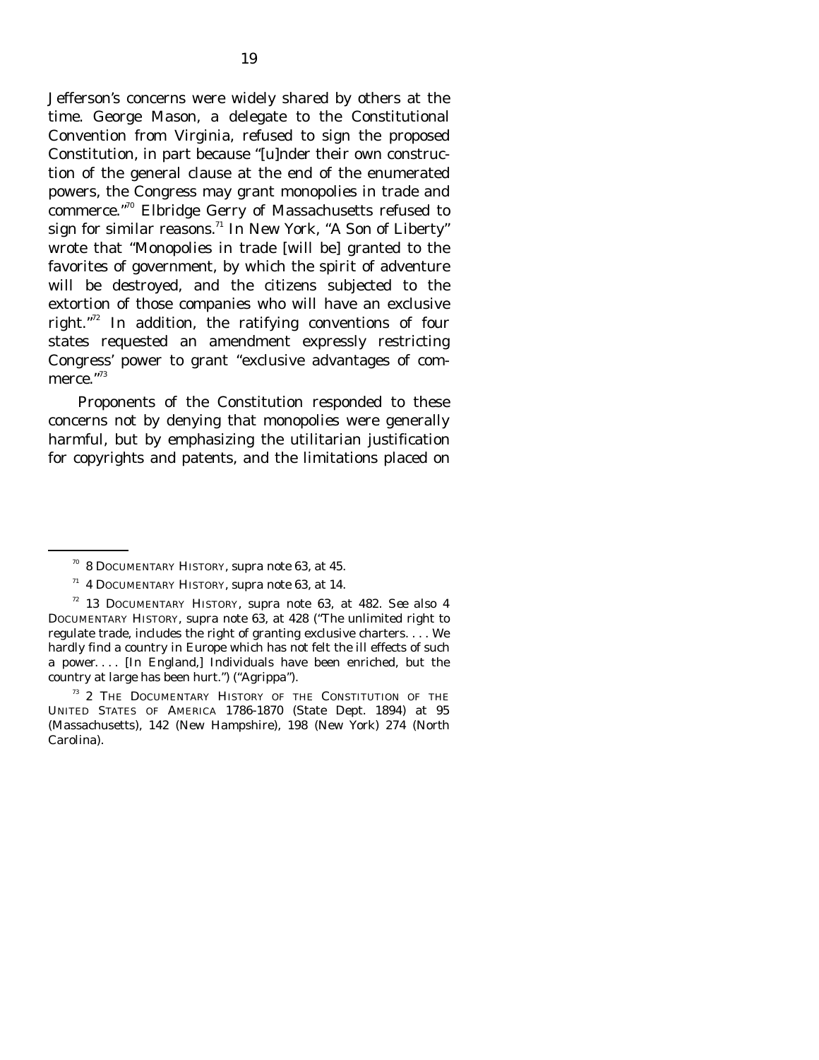Jefferson's concerns were widely shared by others at the time. George Mason, a delegate to the Constitutional Convention from Virginia, refused to sign the proposed Constitution, in part because "[u]nder their own construction of the general clause at the end of the enumerated powers, the Congress may grant monopolies in trade and commerce."[70] Elbridge Gerry of Massachusetts refused to sign for similar reasons.[71] In New York, "A Son of Liberty" wrote that "Monopolies in trade [will be] granted to the favorites of government, by which the spirit of adventure will be destroyed, and the citizens subjected to the extortion of those companies who will have an exclusive right."[72] In addition, the ratifying conventions of four states requested an amendment expressly restricting Congress' power to grant "exclusive advantages of commerce."[73]

Proponents of the Constitution responded to these concerns not by denying that monopolies were generally harmful, but by emphasizing the utilitarian justification for copyrights and patents, and the limitations placed on

---

[70] 8 DOCUMENTARY HISTORY, *supra* note 63, at 45.

[71] 4 DOCUMENTARY HISTORY, *supra* note 63, at 14.

[72] 13 DOCUMENTARY HISTORY, *supra* note 63, at 482. *See also* 4 DOCUMENTARY HISTORY, *supra* note 63, at 428 ("The unlimited right to regulate trade, includes the right of granting exclusive charters. . . . We hardly find a country in Europe which has not felt the ill effects of such a power. . . . [In England,] Individuals have been enriched, but the country at large has been hurt.") ("Agrippa").

[73] 2 THE DOCUMENTARY HISTORY OF THE CONSTITUTION OF THE UNITED STATES OF AMERICA 1786-1870 (State Dept. 1894) at 95 (Massachusetts), 142 (New Hampshire), 198 (New York) 274 (North Carolina).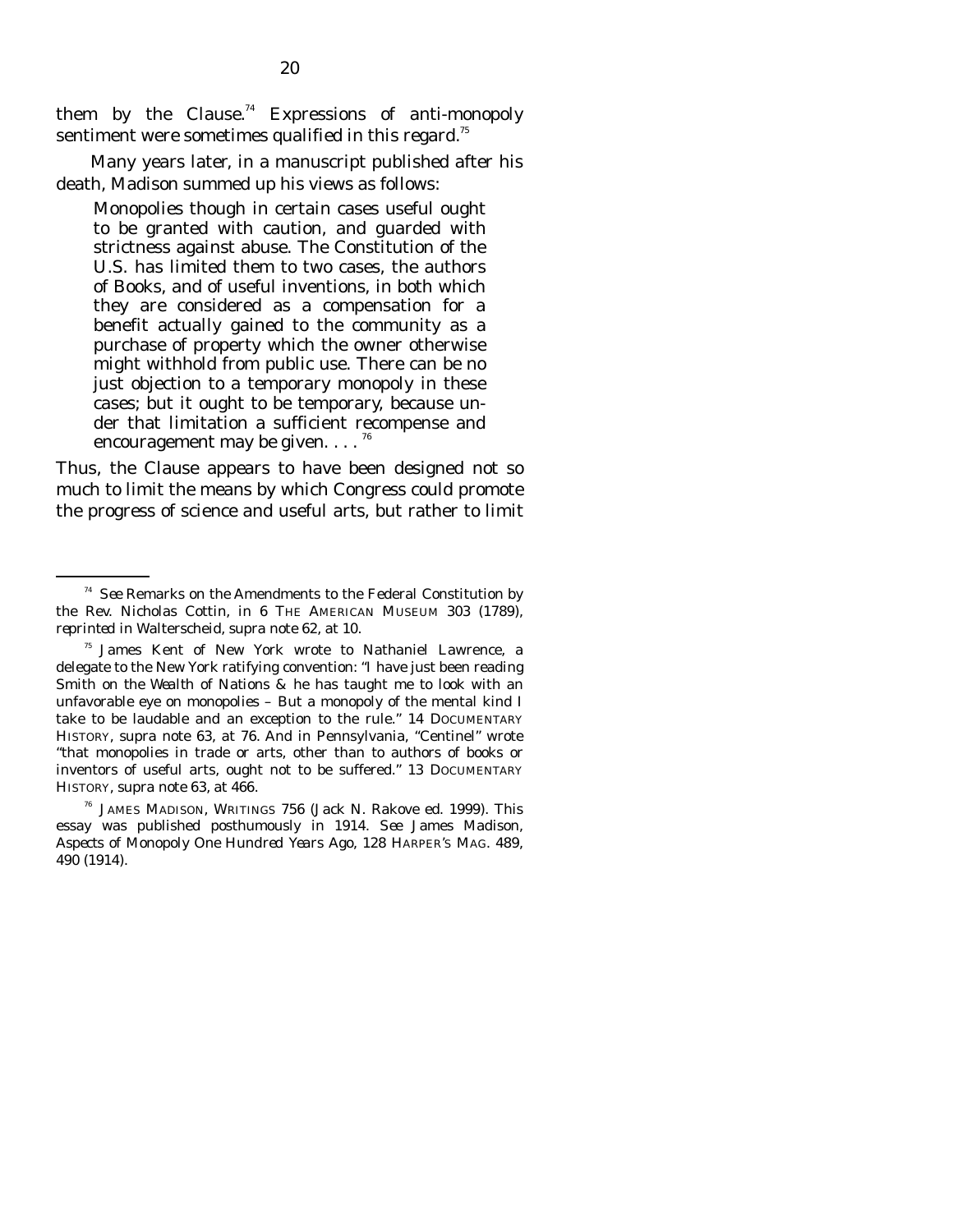them by the Clause.[74] Expressions of anti-monopoly sentiment were sometimes qualified in this regard.[75]

Many years later, in a manuscript published after his death, Madison summed up his views as follows:

> Monopolies though in certain cases useful ought to be granted with caution, and guarded with strictness against abuse. The Constitution of the U.S. has limited them to two cases, the authors of Books, and of useful inventions, in both which they are considered as a compensation for a benefit actually gained to the community as a purchase of property which the owner otherwise might withhold from public use. There can be no just objection to a temporary monopoly in these cases; but it ought to be temporary, because under that limitation a sufficient recompense and encouragement may be given. . . .[76]

Thus, the Clause appears to have been designed not so much to limit the means by which Congress could promote the progress of science and useful arts, but rather to limit

---

[74] *See* Remarks on the Amendments to the Federal Constitution by the Rev. Nicholas Cottin, *in* 6 THE AMERICAN MUSEUM 303 (1789), *reprinted in* Walterscheid, *supra* note 62, at 10.

[75] James Kent of New York wrote to Nathaniel Lawrence, a delegate to the New York ratifying convention: "I have just been reading Smith on the Wealth of Nations & he has taught me to look with an unfavorable eye on monopolies – But a monopoly of the mental kind I take to be laudable and an exception to the rule." 14 DOCUMENTARY HISTORY, *supra* note 63, at 76. And in Pennsylvania, "Centinel" wrote "that monopolies in trade or arts, other than to authors of books or inventors of useful arts, ought not to be suffered." 13 DOCUMENTARY HISTORY, *supra* note 63, at 466.

[76] JAMES MADISON, WRITINGS 756 (Jack N. Rakove ed. 1999). This essay was published posthumously in 1914. *See* James Madison, *Aspects of Monopoly One Hundred Years Ago*, 128 HARPER'S MAG. 489, 490 (1914).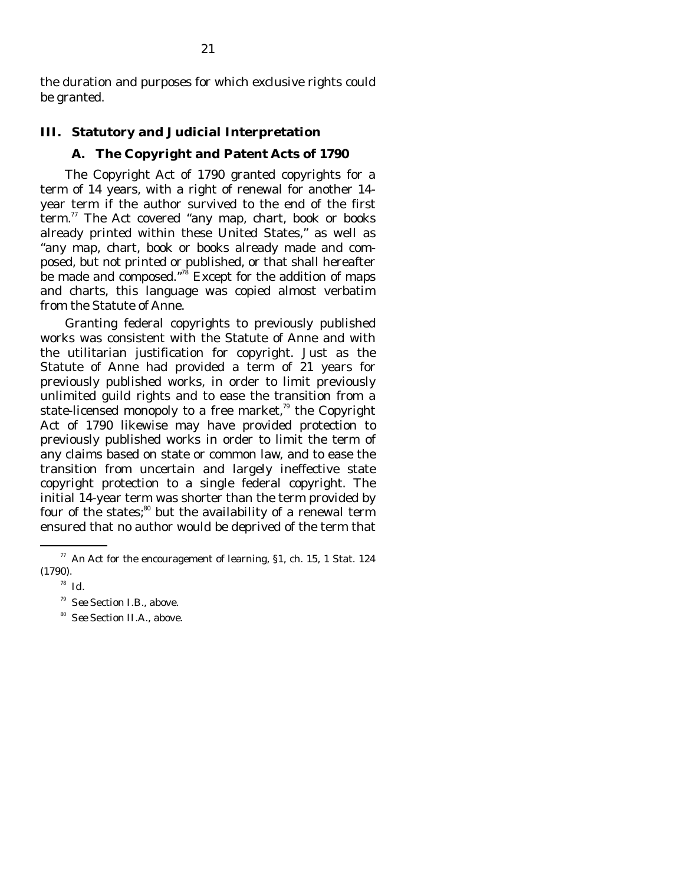the duration and purposes for which exclusive rights could be granted.

## III. Statutory and Judicial Interpretation

### A. The Copyright and Patent Acts of 1790

The Copyright Act of 1790 granted copyrights for a term of 14 years, with a right of renewal for another 14-year term if the author survived to the end of the first term.[77] The Act covered "any map, chart, book or books already printed within these United States," as well as "any map, chart, book or books already made and composed, but not printed or published, or that shall hereafter be made and composed."[78] Except for the addition of maps and charts, this language was copied almost verbatim from the Statute of Anne.

Granting federal copyrights to previously published works was consistent with the Statute of Anne and with the utilitarian justification for copyright. Just as the Statute of Anne had provided a term of 21 years for previously published works, in order to limit previously unlimited guild rights and to ease the transition from a state-licensed monopoly to a free market,[79] the Copyright Act of 1790 likewise may have provided protection to previously published works in order to limit the term of any claims based on state or common law, and to ease the transition from uncertain and largely ineffective state copyright protection to a single federal copyright. The initial 14-year term was shorter than the term provided by four of the states;[80] but the availability of a renewal term ensured that no author would be deprived of the term that

---

[77] An Act for the encouragement of learning, §1, ch. 15, 1 Stat. 124 (1790).

[78] *Id.*

[79] *See* Section I.B., above.

[80] *See* Section II.A., above.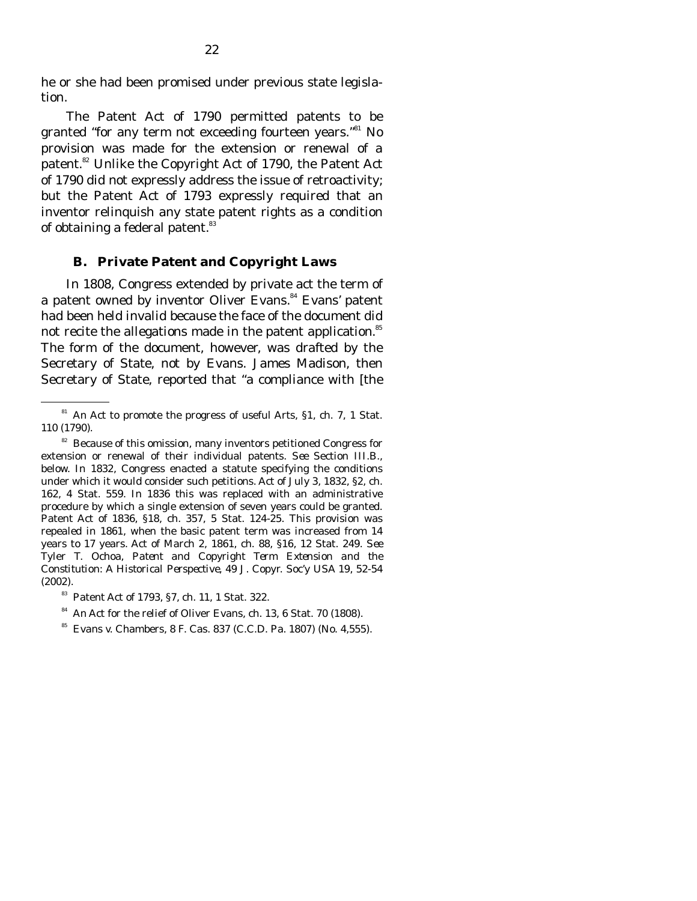he or she had been promised under previous state legislation.

The Patent Act of 1790 permitted patents to be granted "for any term not exceeding fourteen years."[81] No provision was made for the extension or renewal of a patent.[82] Unlike the Copyright Act of 1790, the Patent Act of 1790 did not expressly address the issue of retroactivity; but the Patent Act of 1793 expressly required that an inventor relinquish any state patent rights as a condition of obtaining a federal patent.[83]

### B. Private Patent and Copyright Laws

In 1808, Congress extended by private act the term of a patent owned by inventor Oliver Evans.[84] Evans' patent had been held invalid because the face of the document did not recite the allegations made in the patent application.[85] The form of the document, however, was drafted by the Secretary of State, not by Evans. James Madison, then Secretary of State, reported that "a compliance with [the

---

[81] An Act to promote the progress of useful Arts, §1, ch. 7, 1 Stat. 110 (1790).

[82] Because of this omission, many inventors petitioned Congress for extension or renewal of their individual patents. *See* Section III.B., below. In 1832, Congress enacted a statute specifying the conditions under which it would consider such petitions. Act of July 3, 1832, §2, ch. 162, 4 Stat. 559. In 1836 this was replaced with an administrative procedure by which a single extension of seven years could be granted. Patent Act of 1836, §18, ch. 357, 5 Stat. 124-25. This provision was repealed in 1861, when the basic patent term was increased from 14 years to 17 years. Act of March 2, 1861, ch. 88, §16, 12 Stat. 249. *See* Tyler T. Ochoa, *Patent and Copyright Term Extension and the Constitution: A Historical Perspective*, 49 J. Copyr. Soc'y USA 19, 52-54 (2002).

[83] Patent Act of 1793, §7, ch. 11, 1 Stat. 322.

[84] An Act for the relief of Oliver Evans, ch. 13, 6 Stat. 70 (1808).

[85] *Evans v. Chambers*, 8 F. Cas. 837 (C.C.D. Pa. 1807) (No. 4,555).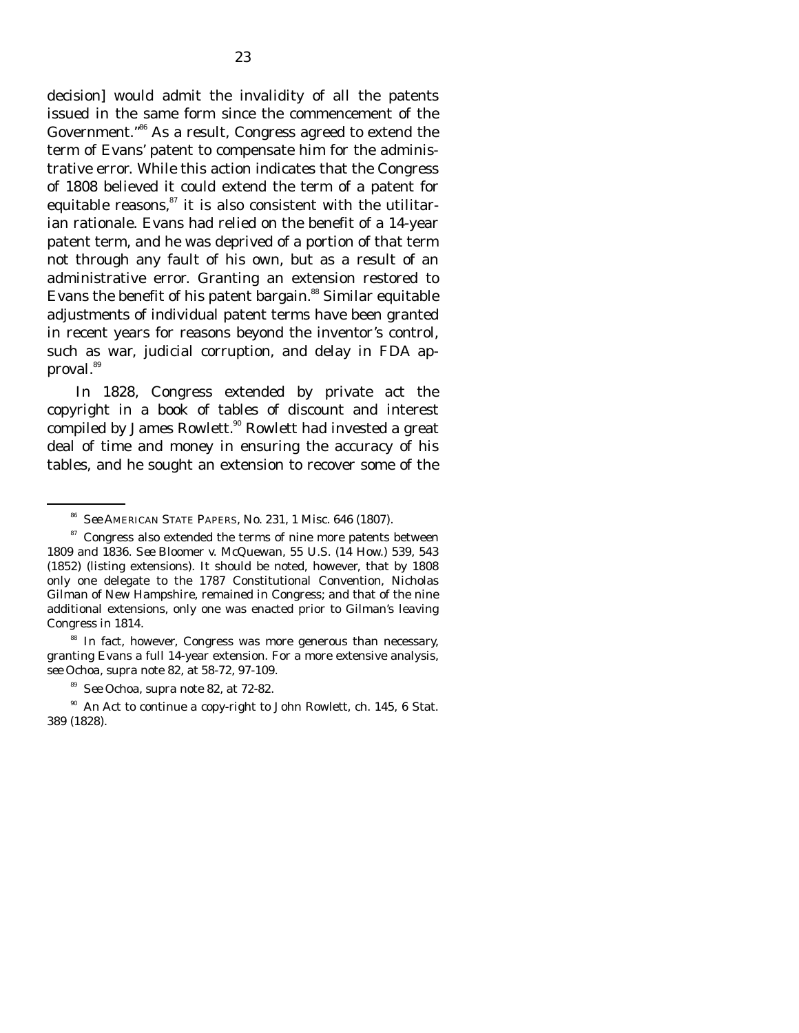decision] would admit the invalidity of all the patents issued in the same form since the commencement of the Government."[86] As a result, Congress agreed to extend the term of Evans' patent to compensate him for the administrative error. While this action indicates that the Congress of 1808 believed it could extend the term of a patent for equitable reasons,[87] it is also consistent with the utilitarian rationale. Evans had relied on the benefit of a 14-year patent term, and he was deprived of a portion of that term not through any fault of his own, but as a result of an administrative error. Granting an extension restored to Evans the benefit of his patent bargain.[88] Similar equitable adjustments of individual patent terms have been granted in recent years for reasons beyond the inventor's control, such as war, judicial corruption, and delay in FDA approval.[89]

In 1828, Congress extended by private act the copyright in a book of tables of discount and interest compiled by James Rowlett.[90] Rowlett had invested a great deal of time and money in ensuring the accuracy of his tables, and he sought an extension to recover some of the

---

[86] *See* AMERICAN STATE PAPERS, No. 231, 1 Misc. 646 (1807).

[87] Congress also extended the terms of nine more patents between 1809 and 1836. *See* Bloomer v. McQuewan, 55 U.S. (14 How.) 539, 543 (1852) (listing extensions). It should be noted, however, that by 1808 only one delegate to the 1787 Constitutional Convention, Nicholas Gilman of New Hampshire, remained in Congress; and that of the nine additional extensions, only one was enacted prior to Gilman's leaving Congress in 1814.

[88] In fact, however, Congress was more generous than necessary, granting Evans a full 14-year extension. For a more extensive analysis, *see* Ochoa, *supra* note 82, at 58-72, 97-109.

[89] *See* Ochoa, *supra* note 82, at 72-82.

[90] An Act to continue a copy-right to John Rowlett, ch. 145, 6 Stat. 389 (1828).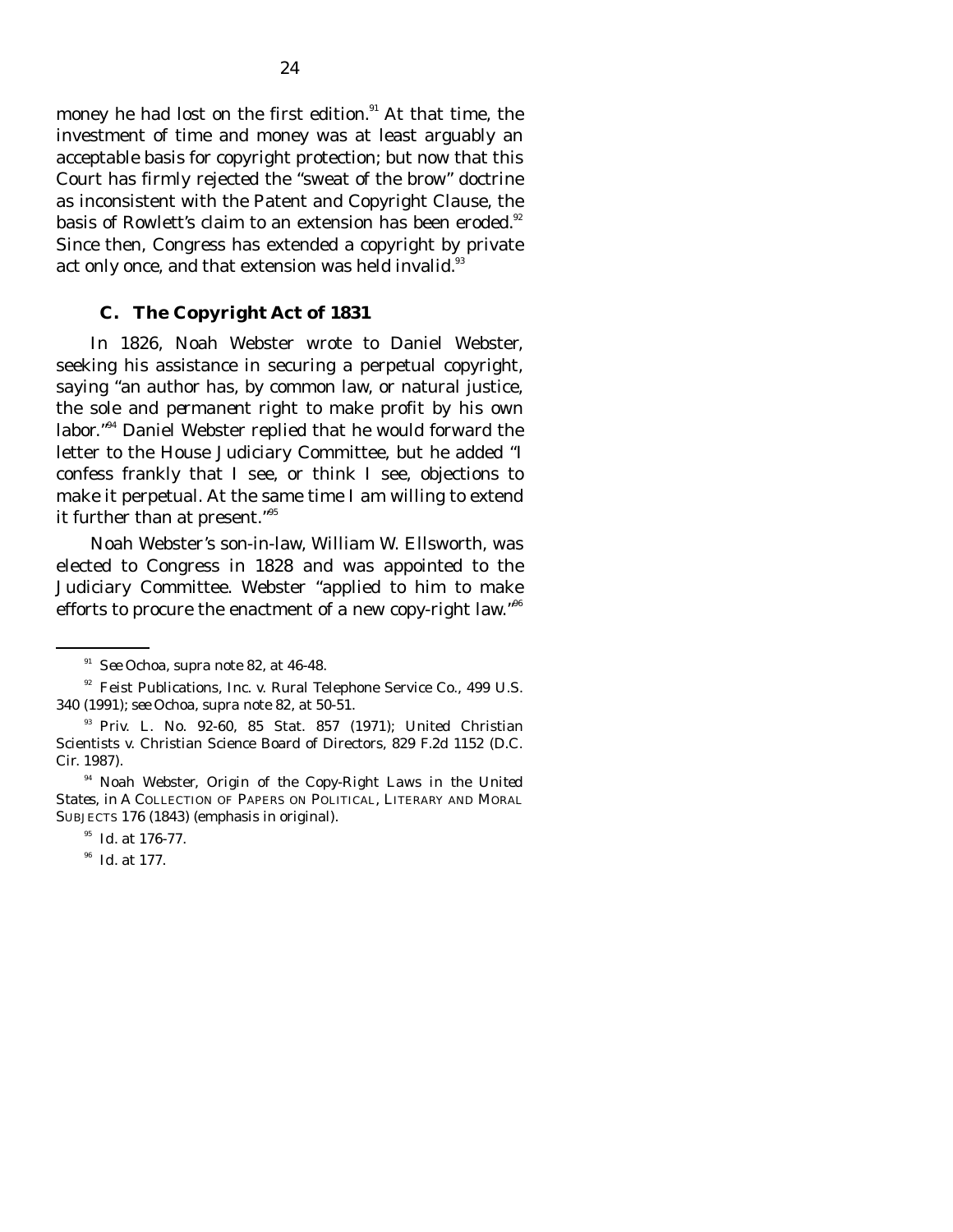money he had lost on the first edition.[91] At that time, the investment of time and money was at least arguably an acceptable basis for copyright protection; but now that this Court has firmly rejected the "sweat of the brow" doctrine as inconsistent with the Patent and Copyright Clause, the basis of Rowlett's claim to an extension has been eroded.[92] Since then, Congress has extended a copyright by private act only once, and that extension was held invalid.[93]

### C. The Copyright Act of 1831

In 1826, Noah Webster wrote to Daniel Webster, seeking his assistance in securing a perpetual copyright, saying "an author has, by common law, or natural justice, the sole and *permanent* right to make profit by his own labor."[94] Daniel Webster replied that he would forward the letter to the House Judiciary Committee, but he added "I confess frankly that I see, or think I see, objections to make it perpetual. At the same time I am willing to extend it further than at present."[95]

Noah Webster's son-in-law, William W. Ellsworth, was elected to Congress in 1828 and was appointed to the Judiciary Committee. Webster "applied to him to make efforts to procure the enactment of a new copy-right law."[96]

---

[91] *See* Ochoa, *supra* note 82, at 46-48.

[92] *Feist Publications, Inc. v. Rural Telephone Service Co.*, 499 U.S. 340 (1991); *see* Ochoa, *supra* note 82, at 50-51.

[93] Priv. L. No. 92-60, 85 Stat. 857 (1971); *United Christian Scientists v. Christian Science Board of Directors*, 829 F.2d 1152 (D.C. Cir. 1987).

[94] Noah Webster, *Origin of the Copy-Right Laws in the United States*, in A COLLECTION OF PAPERS ON POLITICAL, LITERARY AND MORAL SUBJECTS 176 (1843) (emphasis in original).

[95] *Id.* at 176-77.

[96] *Id.* at 177.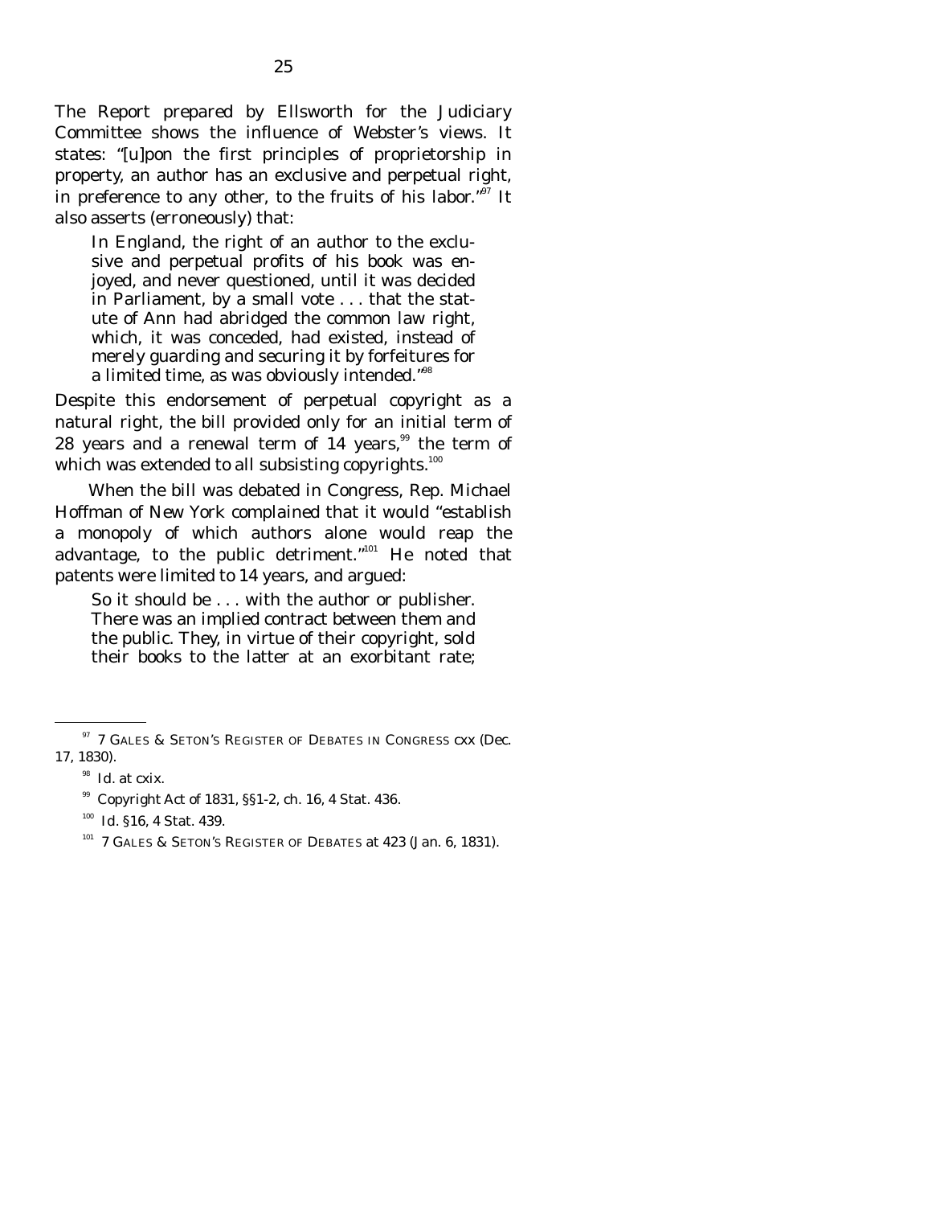The Report prepared by Ellsworth for the Judiciary Committee shows the influence of Webster's views. It states: "[u]pon the first principles of proprietorship in property, an author has an exclusive and perpetual right, in preference to any other, to the fruits of his labor."[97] It also asserts (erroneously) that:

> In England, the right of an author to the exclusive and perpetual profits of his book was enjoyed, and never questioned, until it was decided in Parliament, by a small vote . . . that the statute of Ann had abridged the common law right, which, it was conceded, had existed, instead of merely guarding and securing it by forfeitures for a limited time, as was obviously intended."[98]

Despite this endorsement of perpetual copyright as a natural right, the bill provided only for an initial term of 28 years and a renewal term of 14 years,[99] the term of which was extended to all subsisting copyrights.[100]

When the bill was debated in Congress, Rep. Michael Hoffman of New York complained that it would "establish a monopoly of which authors alone would reap the advantage, to the public detriment."[101] He noted that patents were limited to 14 years, and argued:

> So it should be . . . with the author or publisher. There was an implied contract between them and the public. They, in virtue of their copyright, sold their books to the latter at an exorbitant rate;

---

[97] 7 GALES & SETON'S REGISTER OF DEBATES IN CONGRESS cxx (Dec. 17, 1830).

[98] *Id.* at cxix.

[99] Copyright Act of 1831, §§1-2, ch. 16, 4 Stat. 436.

[100] *Id.* §16, 4 Stat. 439.

[101] 7 GALES & SETON'S REGISTER OF DEBATES at 423 (Jan. 6, 1831).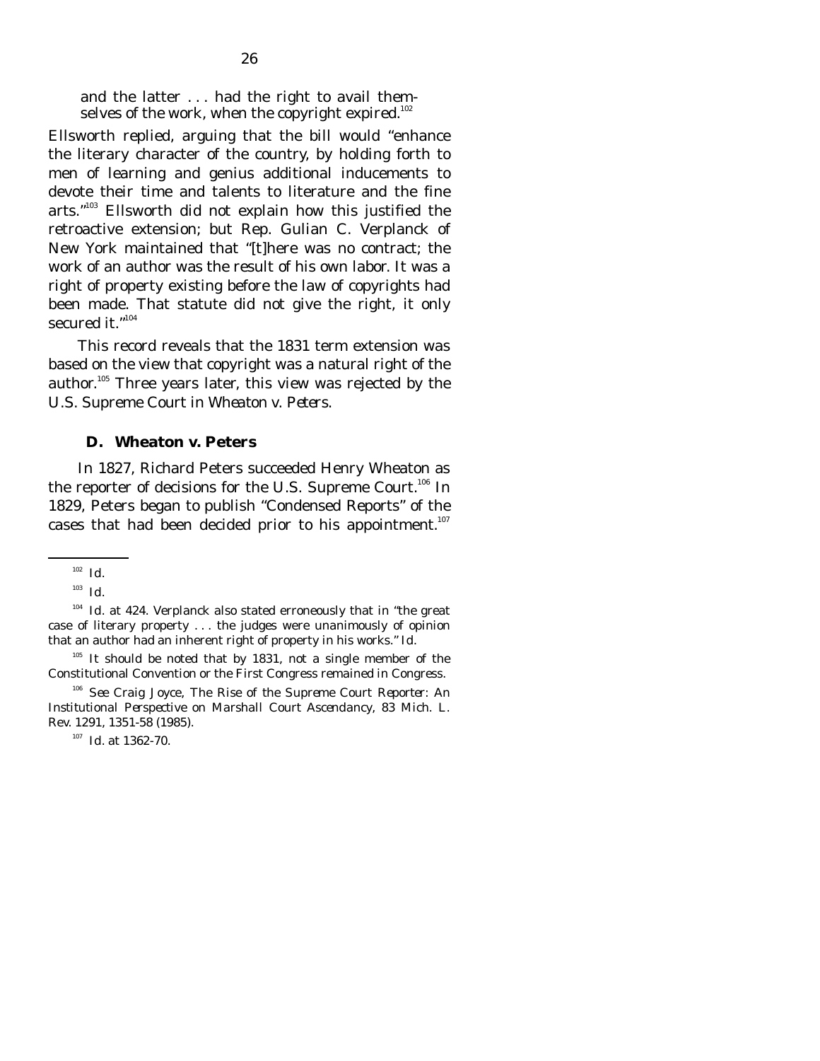> and the latter . . . had the right to avail themselves of the work, when the copyright expired.[102]

Ellsworth replied, arguing that the bill would "enhance the literary character of the country, by holding forth to men of learning and genius additional inducements to devote their time and talents to literature and the fine arts."[103] Ellsworth did not explain how this justified the retroactive extension; but Rep. Gulian C. Verplanck of New York maintained that "[t]here was no contract; the work of an author was the result of his own labor. It was a right of property existing before the law of copyrights had been made. That statute did not give the right, it only secured it."[104]

This record reveals that the 1831 term extension was based on the view that copyright was a natural right of the author.[105] Three years later, this view was rejected by the U.S. Supreme Court in *Wheaton v. Peters*.

### D. Wheaton v. Peters

In 1827, Richard Peters succeeded Henry Wheaton as the reporter of decisions for the U.S. Supreme Court.[106] In 1829, Peters began to publish "Condensed Reports" of the cases that had been decided prior to his appointment.[107]

---

[102] *Id.*

[103] *Id.*

[104] *Id.* at 424. Verplanck also stated erroneously that in "the great case of literary property . . . the judges were unanimously of opinion that an author had an inherent right of property in his works." *Id.*

[105] It should be noted that by 1831, not a single member of the Constitutional Convention or the First Congress remained in Congress.

[106] *See* Craig Joyce, *The Rise of the Supreme Court Reporter: An Institutional Perspective on Marshall Court Ascendancy*, 83 Mich. L. Rev. 1291, 1351-58 (1985).

[107] *Id.* at 1362-70.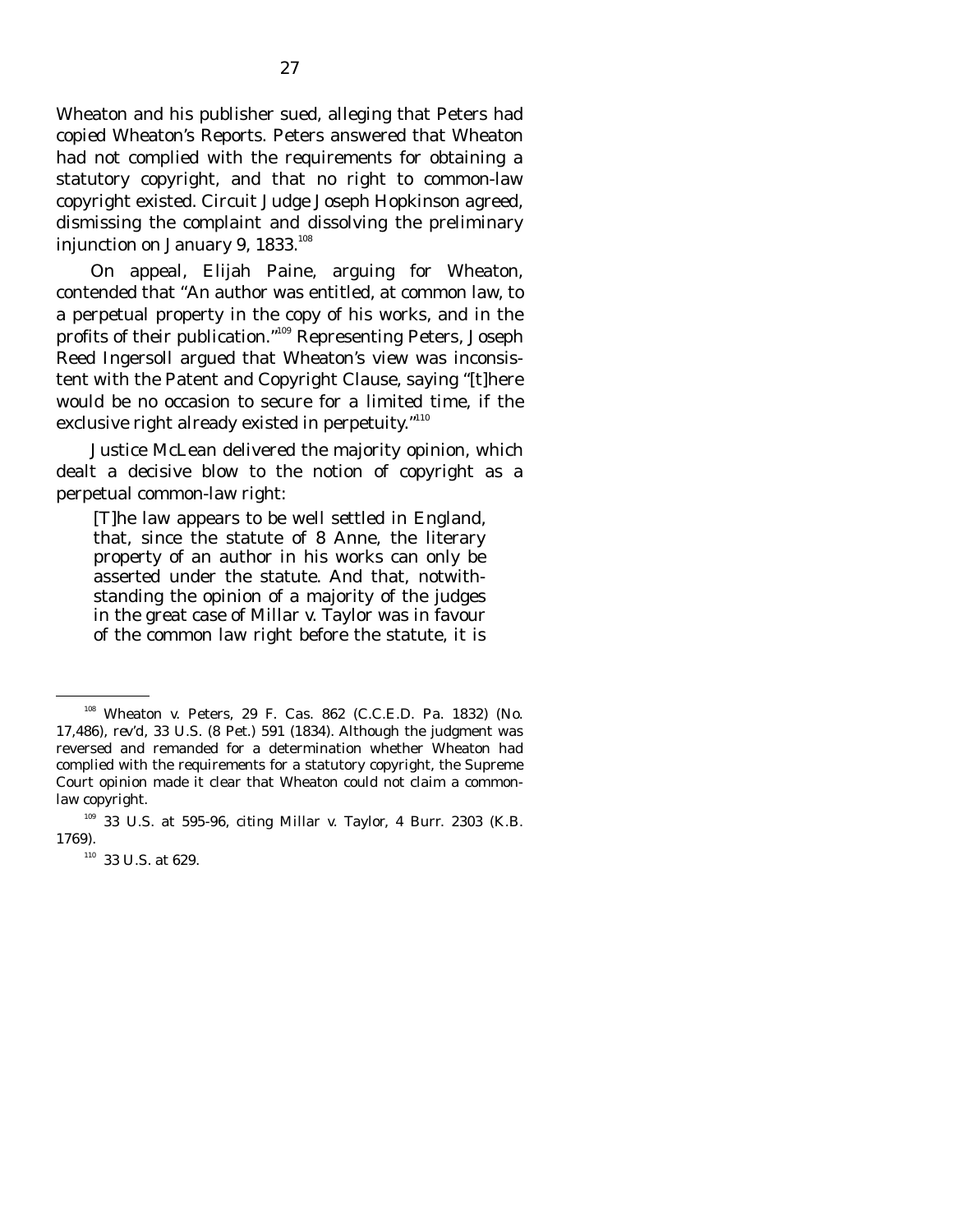Wheaton and his publisher sued, alleging that Peters had copied Wheaton's Reports. Peters answered that Wheaton had not complied with the requirements for obtaining a statutory copyright, and that no right to common-law copyright existed. Circuit Judge Joseph Hopkinson agreed, dismissing the complaint and dissolving the preliminary injunction on January 9, 1833.[108]

On appeal, Elijah Paine, arguing for Wheaton, contended that "An author was entitled, at common law, to a perpetual property in the copy of his works, and in the profits of their publication."[109] Representing Peters, Joseph Reed Ingersoll argued that Wheaton's view was inconsistent with the Patent and Copyright Clause, saying "[t]here would be no occasion to secure for a limited time, if the exclusive right already existed in perpetuity."[110]

Justice McLean delivered the majority opinion, which dealt a decisive blow to the notion of copyright as a perpetual common-law right:

> [T]he law appears to be well settled in England, that, since the statute of 8 Anne, the literary property of an author in his works can only be asserted under the statute. And that, notwithstanding the opinion of a majority of the judges in the great case of Millar v. Taylor was in favour of the common law right before the statute, it is

---

[108] Wheaton v. Peters, 29 F. Cas. 862 (C.C.E.D. Pa. 1832) (No. 17,486), rev'd, 33 U.S. (8 Pet.) 591 (1834). Although the judgment was reversed and remanded for a determination whether Wheaton had complied with the requirements for a statutory copyright, the Supreme Court opinion made it clear that Wheaton could not claim a common-law copyright.

[109] 33 U.S. at 595-96, citing Millar v. Taylor, 4 Burr. 2303 (K.B. 1769).

[110] 33 U.S. at 629.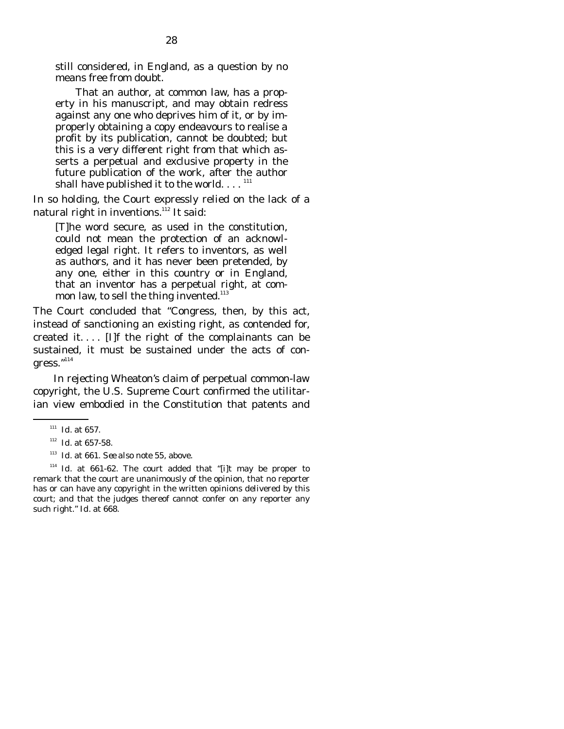> still considered, in England, as a question by no means free from doubt.
>
> That an author, at common law, has a property in his manuscript, and may obtain redress against any one who deprives him of it, or by improperly obtaining a copy endeavours to realise a profit by its publication, cannot be doubted; but this is a very different right from that which asserts a perpetual and exclusive property in the future publication of the work, after the author shall have published it to the world. . . . [111]

In so holding, the Court expressly relied on the lack of a natural right in inventions.[112] It said:

> [T]he word secure, as used in the constitution, could not mean the protection of an acknowledged legal right. It refers to inventors, as well as authors, and it has never been pretended, by any one, either in this country or in England, that an inventor has a perpetual right, at common law, to sell the thing invented.[113]

The Court concluded that "Congress, then, by this act, instead of sanctioning an existing right, as contended for, created it. . . . [I]f the right of the complainants can be sustained, it must be sustained under the acts of congress."[114]

In rejecting Wheaton's claim of perpetual common-law copyright, the U.S. Supreme Court confirmed the utilitarian view embodied in the Constitution that patents and

---

[111] *Id.* at 657.

[112] *Id.* at 657-58.

[113] *Id.* at 661. *See also* note 55, above.

[114] *Id.* at 661-62. The court added that "[i]t may be proper to remark that the court are unanimously of the opinion, that no reporter has or can have any copyright in the written opinions delivered by this court; and that the judges thereof cannot confer on any reporter any such right." *Id.* at 668.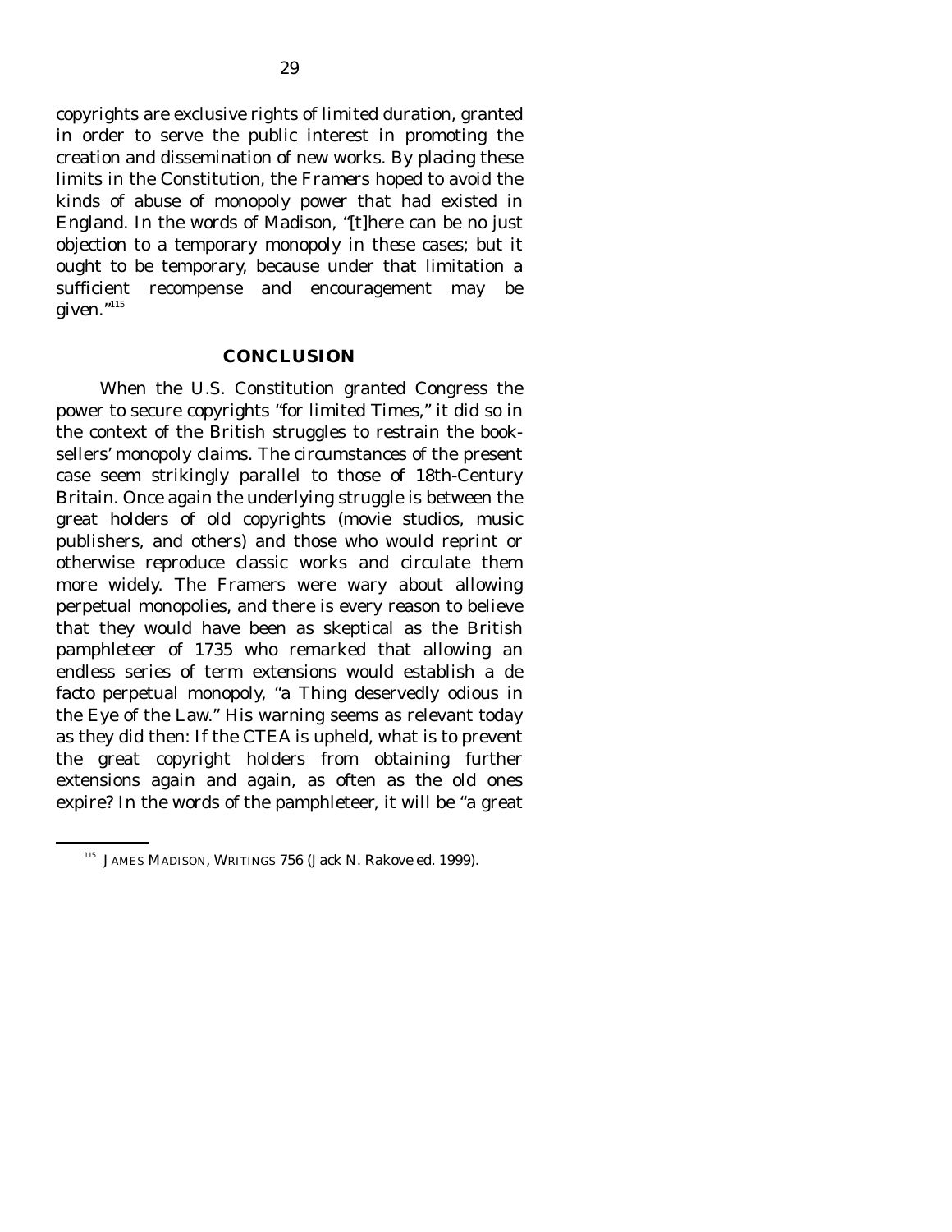copyrights are exclusive rights of limited duration, granted in order to serve the public interest in promoting the creation and dissemination of new works. By placing these limits in the Constitution, the Framers hoped to avoid the kinds of abuse of monopoly power that had existed in England. In the words of Madison, "[t]here can be no just objection to a temporary monopoly in these cases; but it ought to be temporary, because under that limitation a sufficient recompense and encouragement may be given."[115]

## CONCLUSION

When the U.S. Constitution granted Congress the power to secure copyrights "for limited Times," it did so in the context of the British struggles to restrain the booksellers' monopoly claims. The circumstances of the present case seem strikingly parallel to those of 18th-Century Britain. Once again the underlying struggle is between the great holders of old copyrights (movie studios, music publishers, and others) and those who would reprint or otherwise reproduce classic works and circulate them more widely. The Framers were wary about allowing perpetual monopolies, and there is every reason to believe that they would have been as skeptical as the British pamphleteer of 1735 who remarked that allowing an endless series of term extensions would establish a de facto perpetual monopoly, "a Thing deservedly odious in the Eye of the Law." His warning seems as relevant today as they did then: If the CTEA is upheld, what is to prevent the great copyright holders from obtaining further extensions again and again, as often as the old ones expire? In the words of the pamphleteer, it will be "a great

[115] JAMES MADISON, WRITINGS 756 (Jack N. Rakove ed. 1999).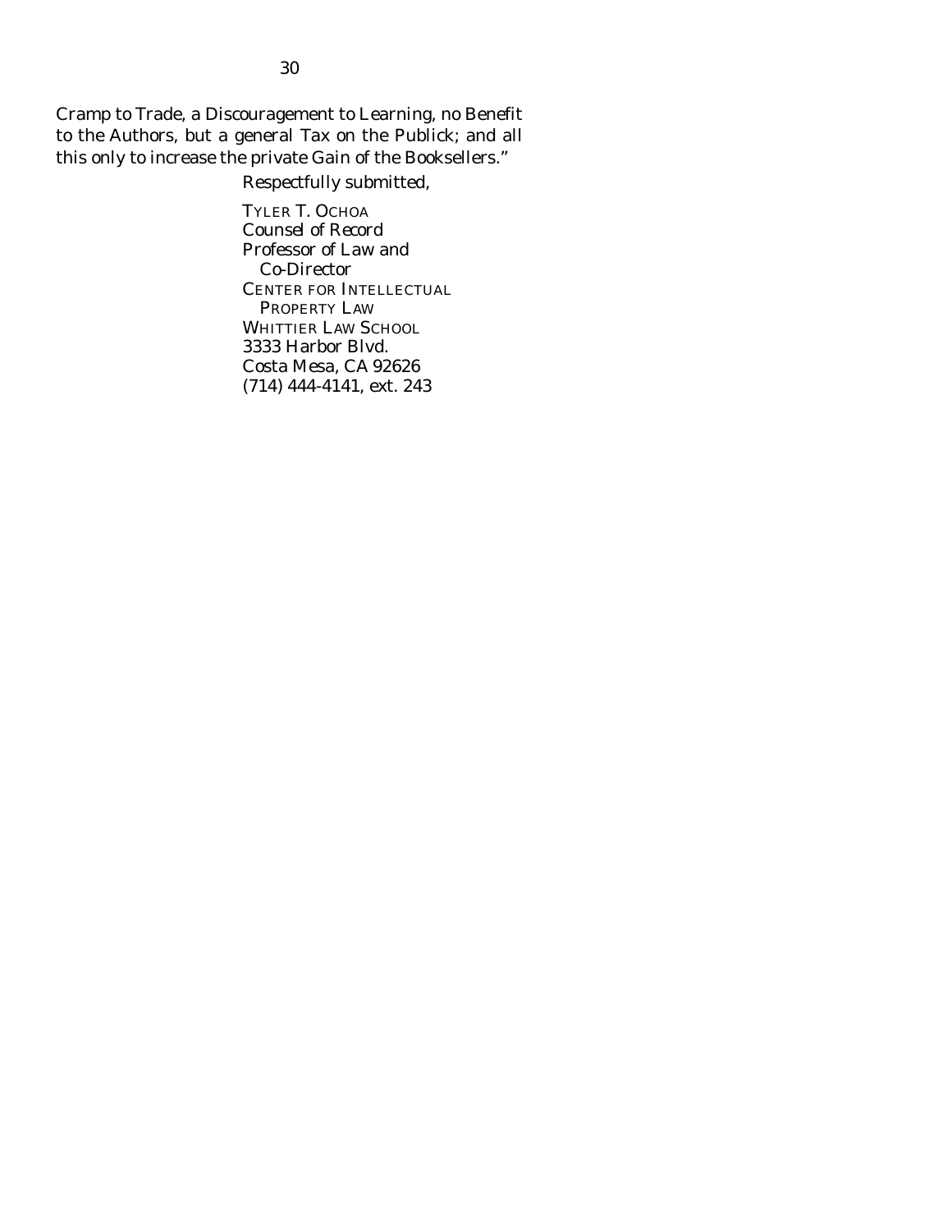Cramp to Trade, a Discouragement to Learning, no Benefit to the Authors, but a general Tax on the Publick; and all this only to increase the private Gain of the Booksellers."

Respectfully submitted,

TYLER T. OCHOA
*Counsel of Record*
*Professor of Law and Co-Director*
CENTER FOR INTELLECTUAL PROPERTY LAW
WHITTIER LAW SCHOOL
3333 Harbor Blvd.
Costa Mesa, CA 92626
(714) 444-4141, ext. 243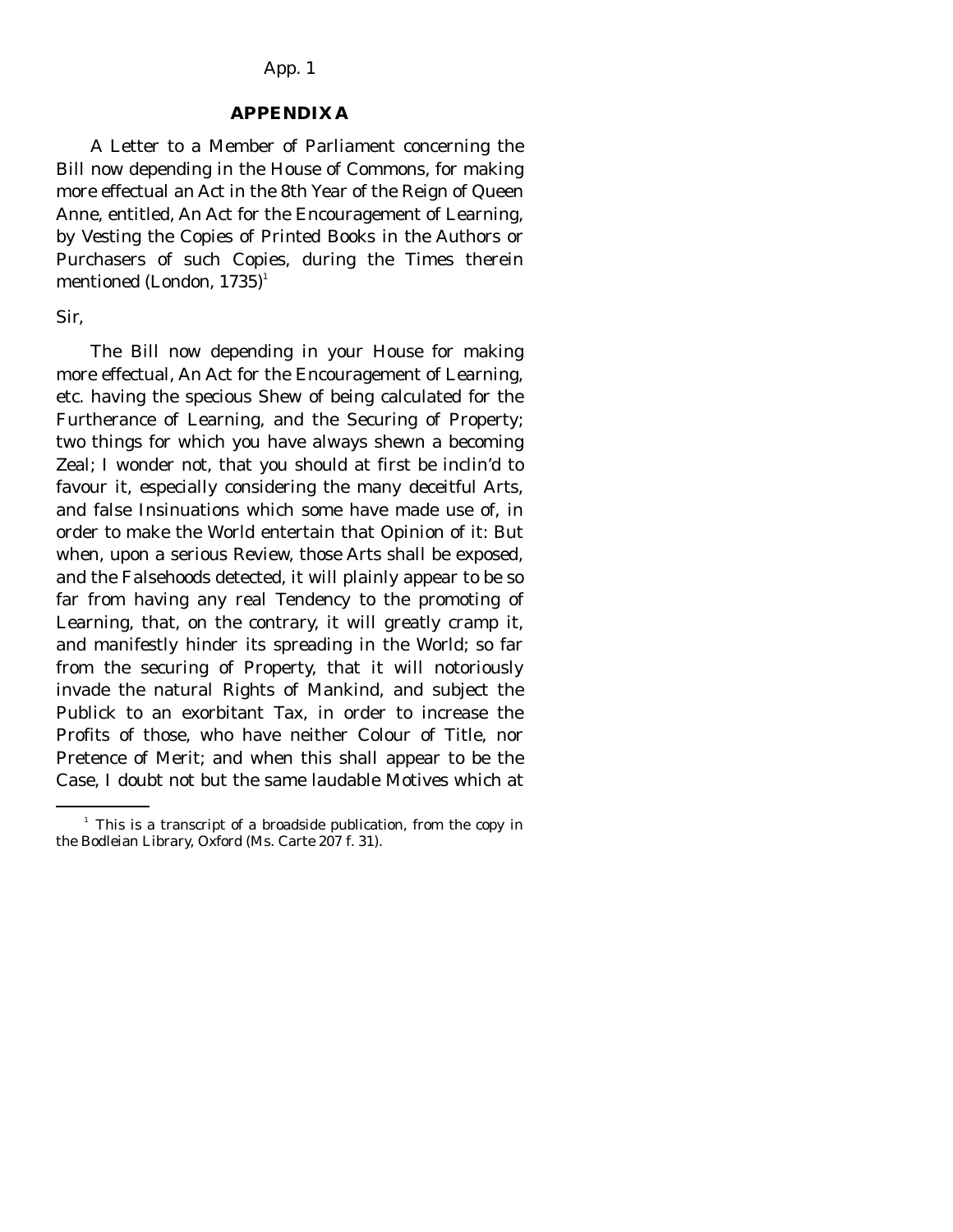## APPENDIX A

A Letter to a Member of Parliament concerning the Bill now depending in the House of Commons, for making more effectual an Act in the 8th Year of the Reign of Queen Anne, entitled, An Act for the Encouragement of Learning, by Vesting the Copies of Printed Books in the Authors or Purchasers of such Copies, during the Times therein mentioned (London, 1735)[1]

Sir,

The Bill now depending in your House for making more effectual, An Act for the Encouragement of Learning, etc. having the specious Shew of being calculated for the Furtherance of Learning, and the Securing of Property; two things for which you have always shewn a becoming Zeal; I wonder not, that you should at first be inclin'd to favour it, especially considering the many deceitful Arts, and false Insinuations which some have made use of, in order to make the World entertain that Opinion of it: But when, upon a serious Review, those Arts shall be exposed, and the Falsehoods detected, it will plainly appear to be so far from having any real Tendency to the promoting of Learning, that, on the contrary, it will greatly cramp it, and manifestly hinder its spreading in the World; so far from the securing of Property, that it will notoriously invade the natural Rights of Mankind, and subject the Publick to an exorbitant Tax, in order to increase the Profits of those, who have neither Colour of Title, nor Pretence of Merit; and when this shall appear to be the Case, I doubt not but the same laudable Motives which at

[1] This is a transcript of a broadside publication, from the copy in the Bodleian Library, Oxford (Ms. Carte 207 f. 31).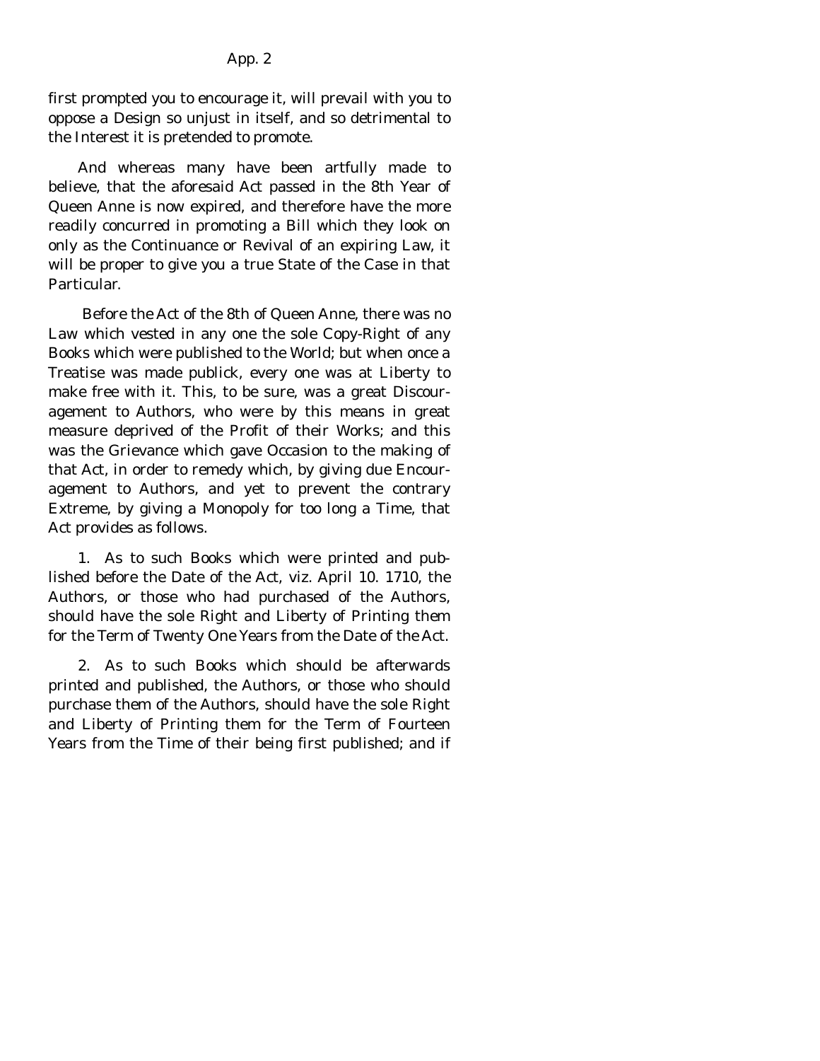first prompted you to encourage it, will prevail with you to oppose a Design so unjust in itself, and so detrimental to the Interest it is pretended to promote.

And whereas many have been artfully made to believe, that the aforesaid Act passed in the 8th Year of Queen Anne is now expired, and therefore have the more readily concurred in promoting a Bill which they look on only as the Continuance or Revival of an expiring Law, it will be proper to give you a true State of the Case in that Particular.

Before the Act of the 8th of Queen Anne, there was no Law which vested in any one the sole Copy-Right of any Books which were published to the World; but when once a Treatise was made publick, every one was at Liberty to make free with it. This, to be sure, was a great Discouragement to Authors, who were by this means in great measure deprived of the Profit of their Works; and this was the Grievance which gave Occasion to the making of that Act, in order to remedy which, by giving due Encouragement to Authors, and yet to prevent the contrary Extreme, by giving a Monopoly for too long a Time, that Act provides as follows.

1. As to such Books which were printed and published before the Date of the Act, viz. April 10. 1710, the Authors, or those who had purchased of the Authors, should have the sole Right and Liberty of Printing them for the Term of Twenty One Years from the Date of the Act.

2. As to such Books which should be afterwards printed and published, the Authors, or those who should purchase them of the Authors, should have the sole Right and Liberty of Printing them for the Term of Fourteen Years from the Time of their being first published; and if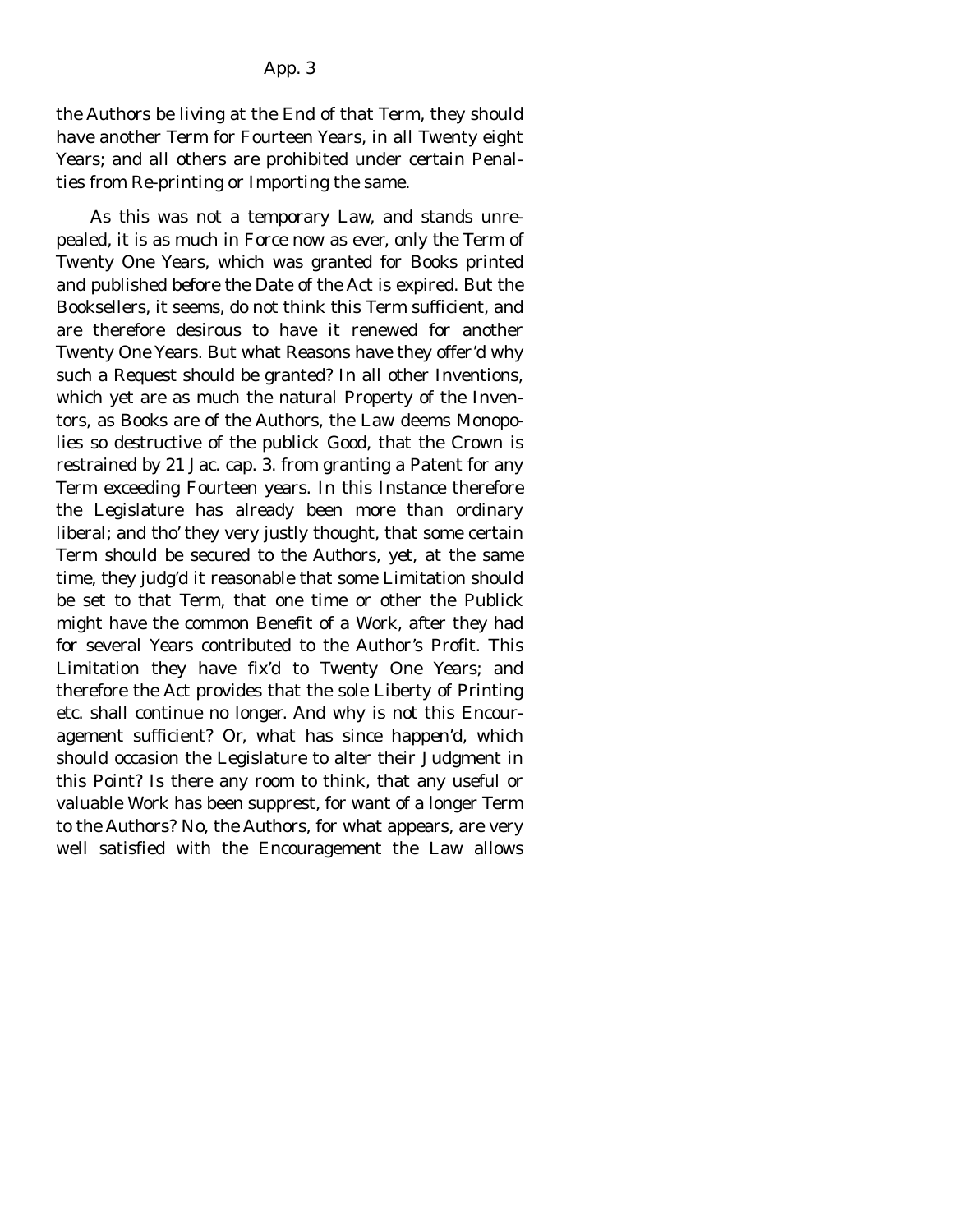the Authors be living at the End of that Term, they should have another Term for Fourteen Years, in all Twenty eight Years; and all others are prohibited under certain Penalties from Re-printing or Importing the same.

As this was not a temporary Law, and stands unrepealed, it is as much in Force now as ever, only the Term of Twenty One Years, which was granted for Books printed and published before the Date of the Act is expired. But the Booksellers, it seems, do not think this Term sufficient, and are therefore desirous to have it renewed for another Twenty One Years. But what Reasons have they offer'd why such a Request should be granted? In all other Inventions, which yet are as much the natural Property of the Inventors, as Books are of the Authors, the Law deems Monopolies so destructive of the publick Good, that the Crown is restrained by 21 Jac. cap. 3. from granting a Patent for any Term exceeding Fourteen years. In this Instance therefore the Legislature has already been more than ordinary liberal; and tho' they very justly thought, that some certain Term should be secured to the Authors, yet, at the same time, they judg'd it reasonable that some Limitation should be set to that Term, that one time or other the Publick might have the common Benefit of a Work, after they had for several Years contributed to the Author's Profit. This Limitation they have fix'd to Twenty One Years; and therefore the Act provides that the sole Liberty of Printing etc. shall continue no longer. And why is not this Encouragement sufficient? Or, what has since happen'd, which should occasion the Legislature to alter their Judgment in this Point? Is there any room to think, that any useful or valuable Work has been supprest, for want of a longer Term to the Authors? No, the Authors, for what appears, are very well satisfied with the Encouragement the Law allows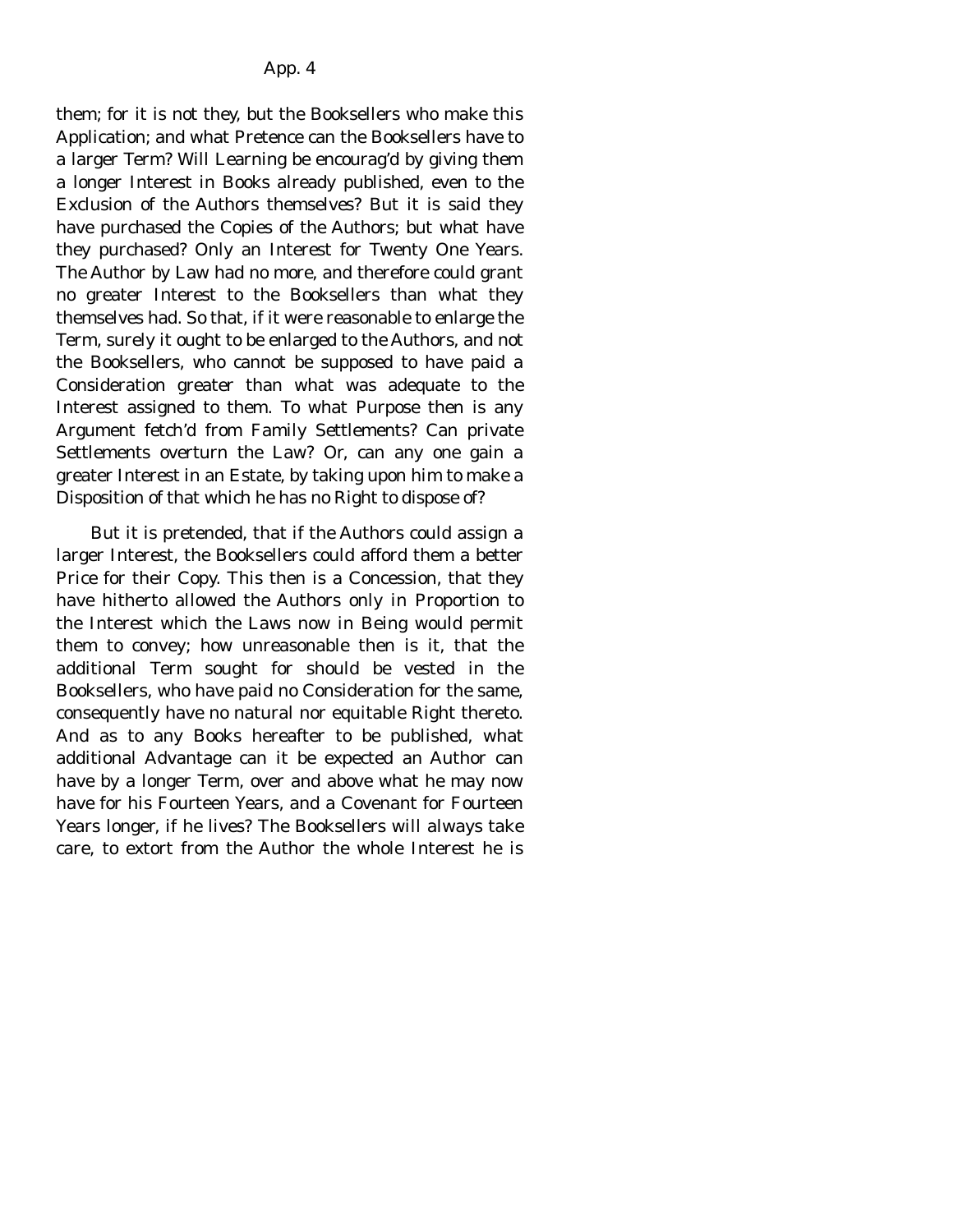them; for it is not they, but the Booksellers who make this Application; and what Pretence can the Booksellers have to a larger Term? Will Learning be encourag'd by giving them a longer Interest in Books already published, even to the Exclusion of the Authors themselves? But it is said they have purchased the Copies of the Authors; but what have they purchased? Only an Interest for Twenty One Years. The Author by Law had no more, and therefore could grant no greater Interest to the Booksellers than what they themselves had. So that, if it were reasonable to enlarge the Term, surely it ought to be enlarged to the Authors, and not the Booksellers, who cannot be supposed to have paid a Consideration greater than what was adequate to the Interest assigned to them. To what Purpose then is any Argument fetch'd from Family Settlements? Can private Settlements overturn the Law? Or, can any one gain a greater Interest in an Estate, by taking upon him to make a Disposition of that which he has no Right to dispose of?

But it is pretended, that if the Authors could assign a larger Interest, the Booksellers could afford them a better Price for their Copy. This then is a Concession, that they have hitherto allowed the Authors only in Proportion to the Interest which the Laws now in Being would permit them to convey; how unreasonable then is it, that the additional Term sought for should be vested in the Booksellers, who have paid no Consideration for the same, consequently have no natural nor equitable Right thereto. And as to any Books hereafter to be published, what additional Advantage can it be expected an Author can have by a longer Term, over and above what he may now have for his Fourteen Years, and a Covenant for Fourteen Years longer, if he lives? The Booksellers will always take care, to extort from the Author the whole Interest he is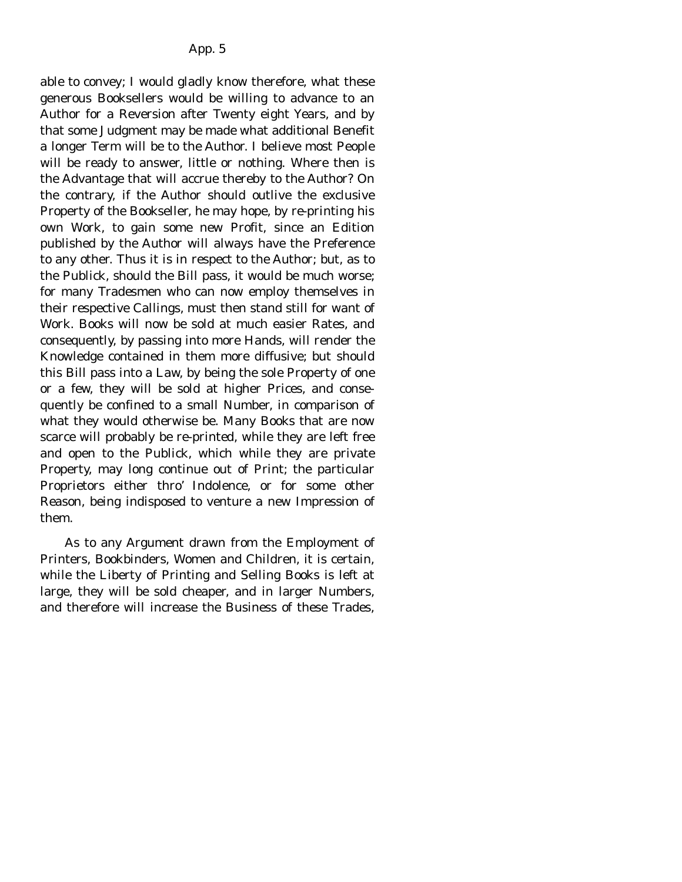able to convey; I would gladly know therefore, what these generous Booksellers would be willing to advance to an Author for a Reversion after Twenty eight Years, and by that some Judgment may be made what additional Benefit a longer Term will be to the Author. I believe most People will be ready to answer, little or nothing. Where then is the Advantage that will accrue thereby to the Author? On the contrary, if the Author should outlive the exclusive Property of the Bookseller, he may hope, by re-printing his own Work, to gain some new Profit, since an Edition published by the Author will always have the Preference to any other. Thus it is in respect to the Author; but, as to the Publick, should the Bill pass, it would be much worse; for many Tradesmen who can now employ themselves in their respective Callings, must then stand still for want of Work. Books will now be sold at much easier Rates, and consequently, by passing into more Hands, will render the Knowledge contained in them more diffusive; but should this Bill pass into a Law, by being the sole Property of one or a few, they will be sold at higher Prices, and consequently be confined to a small Number, in comparison of what they would otherwise be. Many Books that are now scarce will probably be re-printed, while they are left free and open to the Publick, which while they are private Property, may long continue out of Print; the particular Proprietors either thro' Indolence, or for some other Reason, being indisposed to venture a new Impression of them.

As to any Argument drawn from the Employment of Printers, Bookbinders, Women and Children, it is certain, while the Liberty of Printing and Selling Books is left at large, they will be sold cheaper, and in larger Numbers, and therefore will increase the Business of these Trades,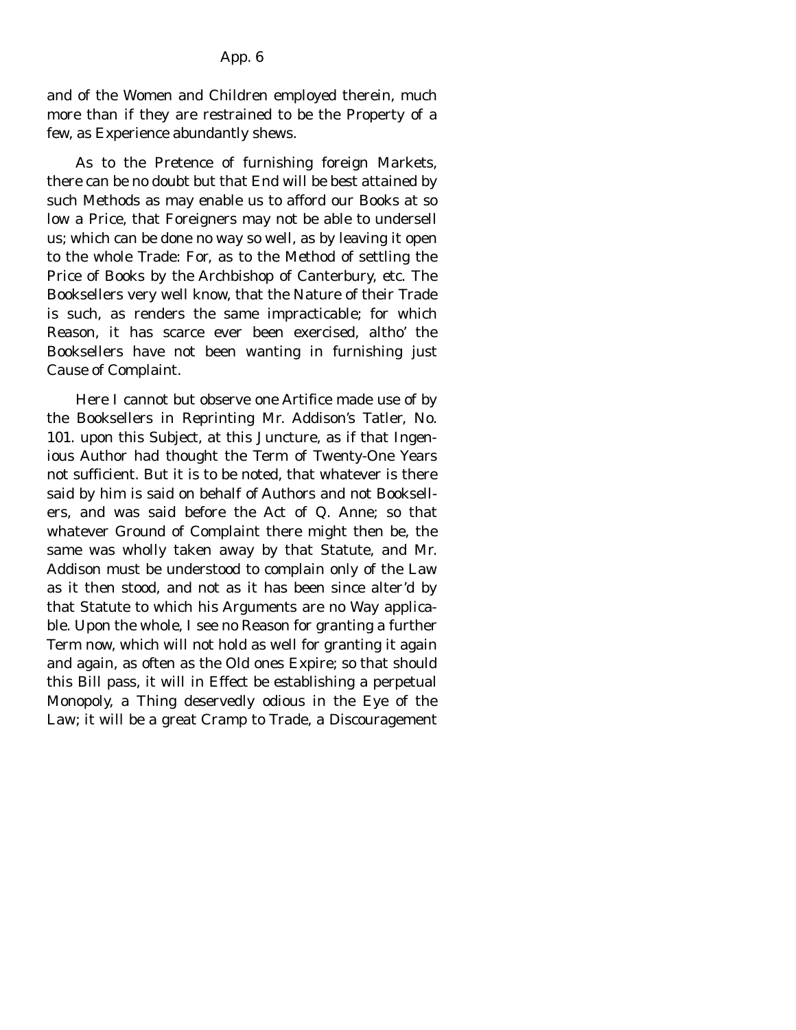and of the Women and Children employed therein, much more than if they are restrained to be the Property of a few, as Experience abundantly shews.

As to the Pretence of furnishing foreign Markets, there can be no doubt but that End will be best attained by such Methods as may enable us to afford our Books at so low a Price, that Foreigners may not be able to undersell us; which can be done no way so well, as by leaving it open to the whole Trade: For, as to the Method of settling the Price of Books by the Archbishop of Canterbury, etc. The Booksellers very well know, that the Nature of their Trade is such, as renders the same impracticable; for which Reason, it has scarce ever been exercised, altho' the Booksellers have not been wanting in furnishing just Cause of Complaint.

Here I cannot but observe one Artifice made use of by the Booksellers in Reprinting Mr. Addison's Tatler, No. 101. upon this Subject, at this Juncture, as if that Ingenious Author had thought the Term of Twenty-One Years not sufficient. But it is to be noted, that whatever is there said by him is said on behalf of Authors and not Booksellers, and was said before the Act of Q. Anne; so that whatever Ground of Complaint there might then be, the same was wholly taken away by that Statute, and Mr. Addison must be understood to complain only of the Law as it then stood, and not as it has been since alter'd by that Statute to which his Arguments are no Way applicable. Upon the whole, I see no Reason for granting a further Term now, which will not hold as well for granting it again and again, as often as the Old ones Expire; so that should this Bill pass, it will in Effect be establishing a perpetual Monopoly, a Thing deservedly odious in the Eye of the Law; it will be a great Cramp to Trade, a Discouragement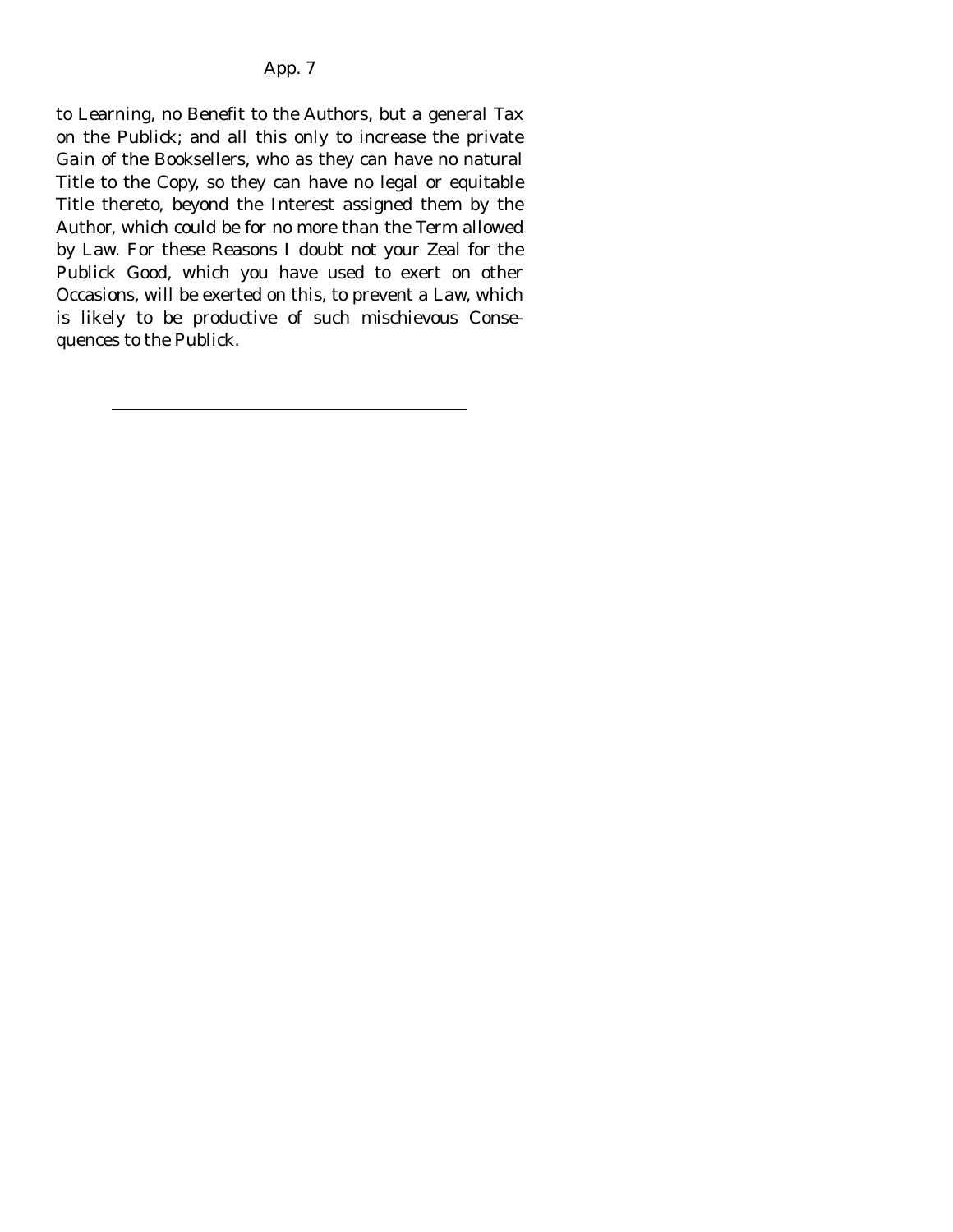to Learning, no Benefit to the Authors, but a general Tax on the Publick; and all this only to increase the private Gain of the Booksellers, who as they can have no natural Title to the Copy, so they can have no legal or equitable Title thereto, beyond the Interest assigned them by the Author, which could be for no more than the Term allowed by Law. For these Reasons I doubt not your Zeal for the Publick Good, which you have used to exert on other Occasions, will be exerted on this, to prevent a Law, which is likely to be productive of such mischievous Consequences to the Publick.

---